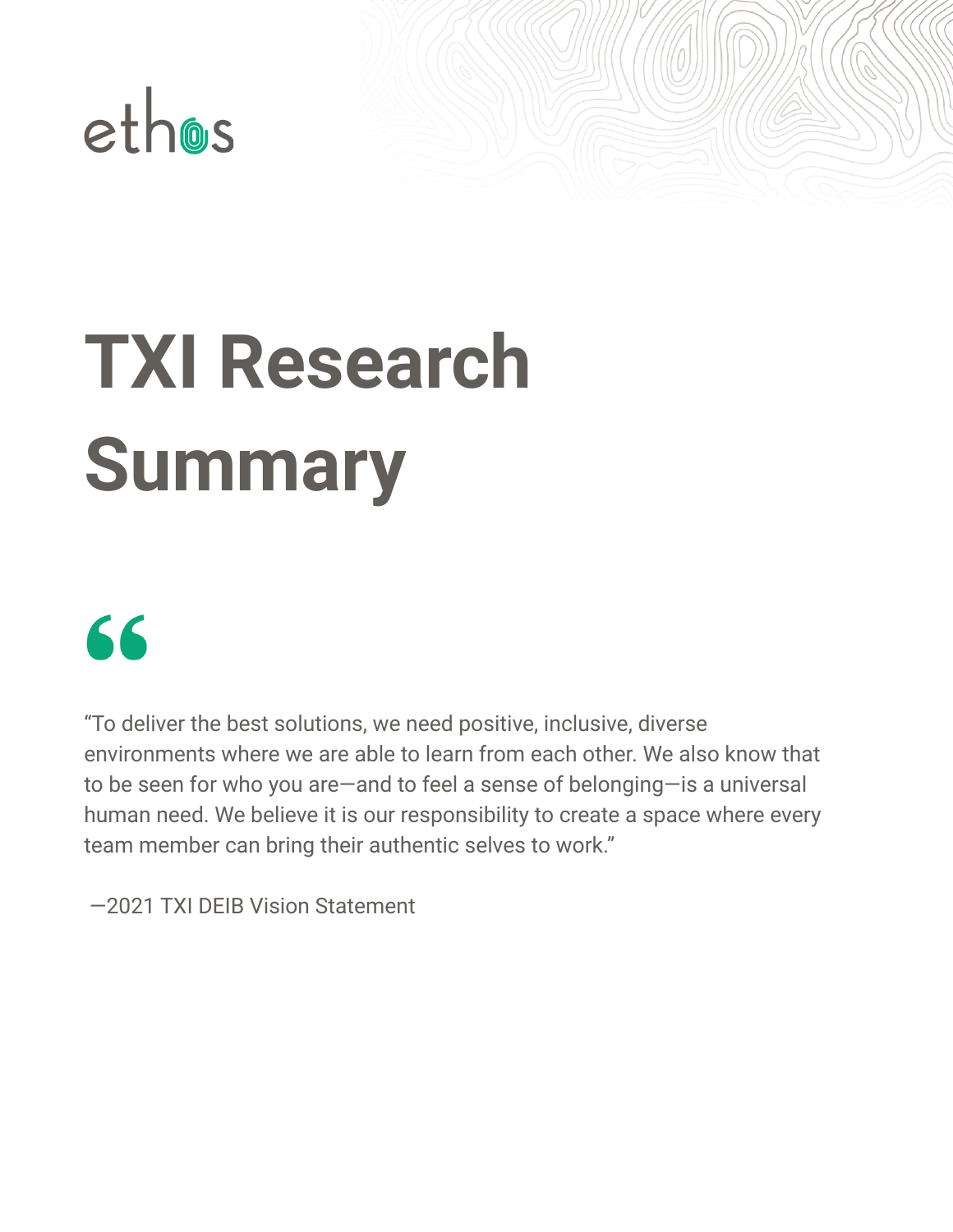ethos

# TXI Research Summary

"To deliver the best solutions, we need positive, inclusive, diverse environments where we are able to learn from each other. We also know that to be seen for who you are—and to feel a sense of belonging—is a universal human need. We believe it is our responsibility to create a space where every team member can bring their authentic selves to work."

—2021 TXI DEIB Vision Statement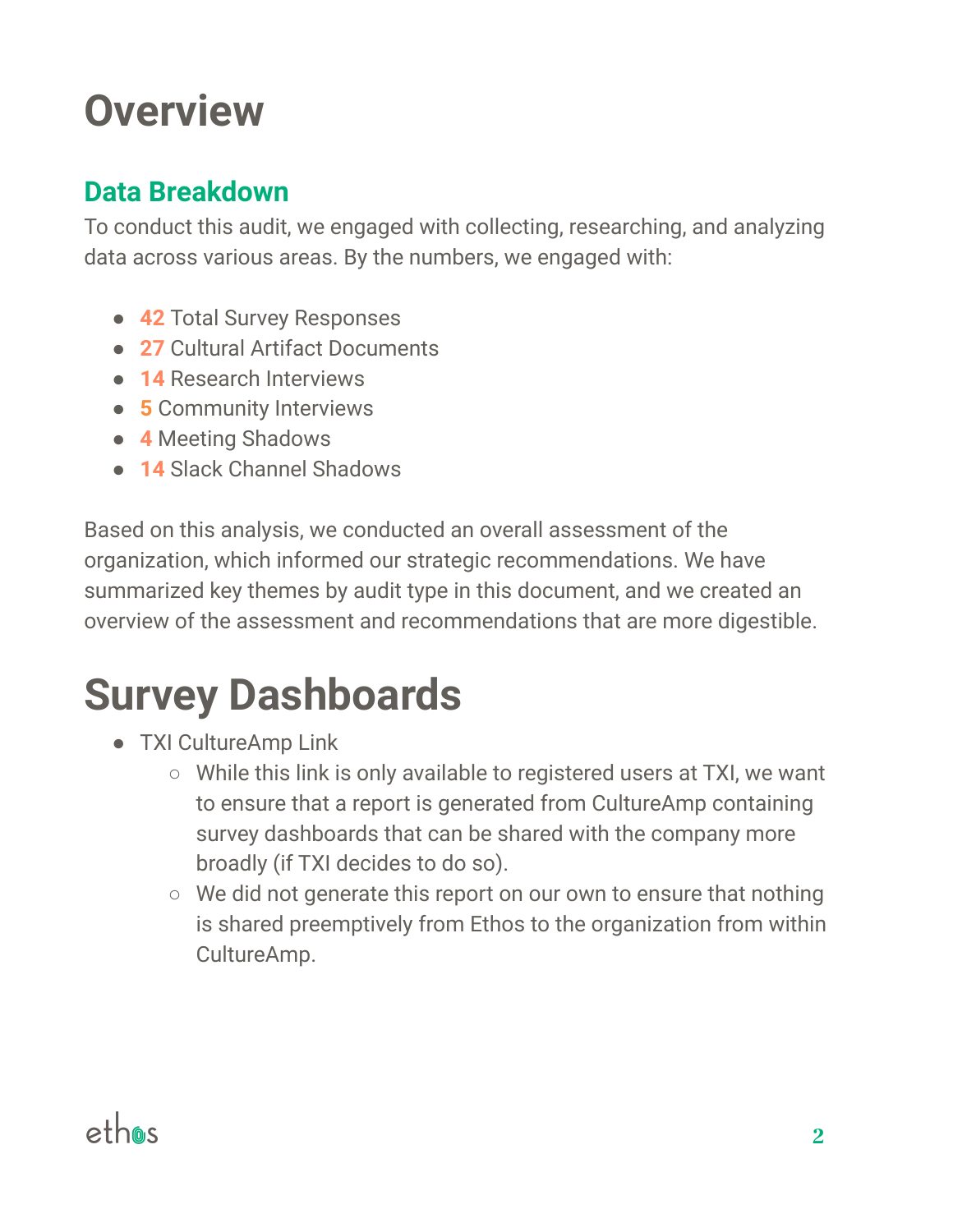# Overview

## Data Breakdown

To conduct this audit, we engaged with collecting, researching, and analyzing data across various areas. By the numbers, we engaged with:

- **42** Total Survey Responses
- **27** Cultural Artifact Documents
- **14** Research Interviews
- **5** Community Interviews
- **4** Meeting Shadows
- **14** Slack Channel Shadows

Based on this analysis, we conducted an overall assessment of the organization, which informed our strategic recommendations. We have summarized key themes by audit type in this document, and we created an overview of the assessment and recommendations that are more digestible.

# Survey Dashboards

- TXI CultureAmp Link
  - While this link is only available to registered users at TXI, we want to ensure that a report is generated from CultureAmp containing survey dashboards that can be shared with the company more broadly (if TXI decides to do so).
  - We did not generate this report on our own to ensure that nothing is shared preemptively from Ethos to the organization from within CultureAmp.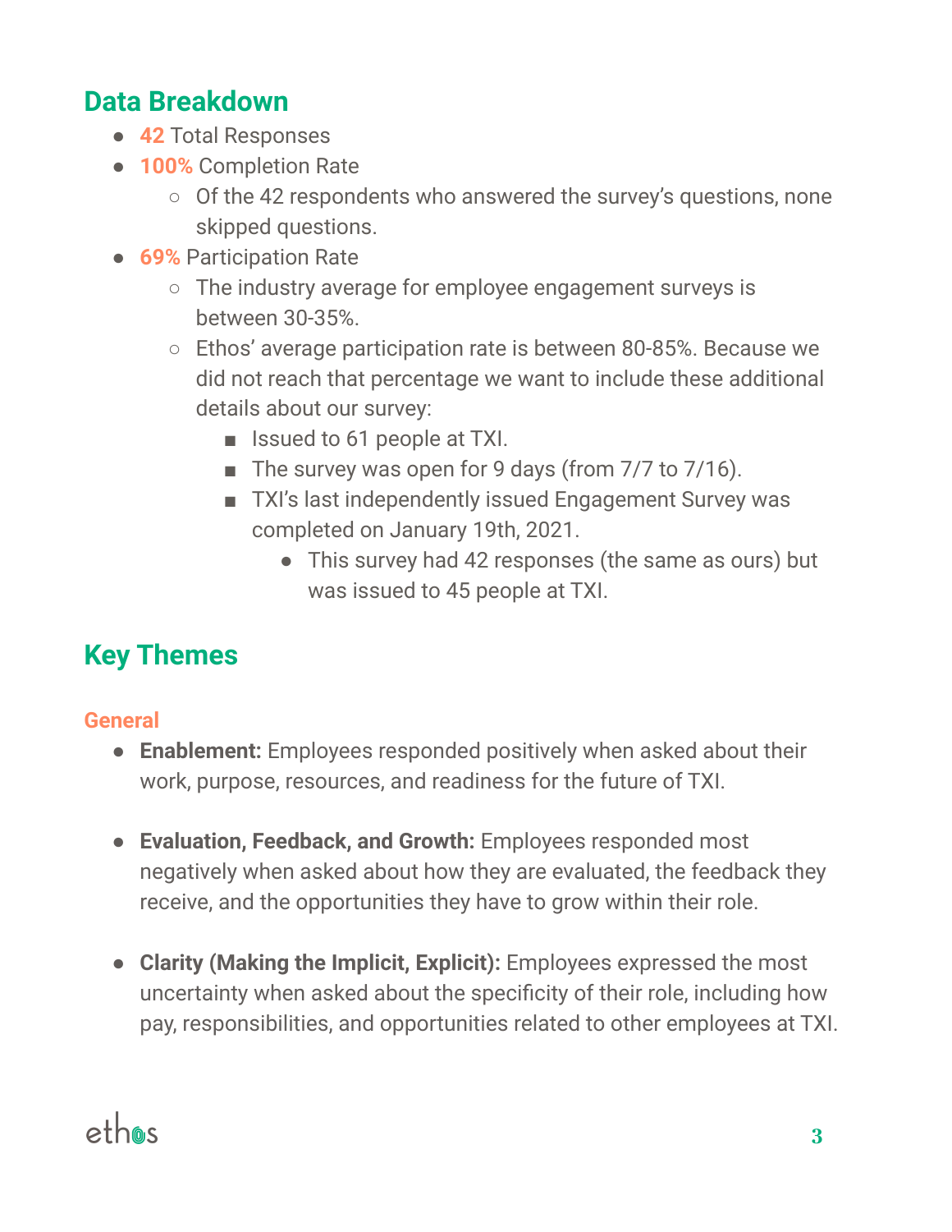## Data Breakdown

- **42** Total Responses
- **100%** Completion Rate
    - Of the 42 respondents who answered the survey's questions, none skipped questions.
- **69%** Participation Rate
    - The industry average for employee engagement surveys is between 30-35%.
    - Ethos' average participation rate is between 80-85%. Because we did not reach that percentage we want to include these additional details about our survey:
        - Issued to 61 people at TXI.
        - The survey was open for 9 days (from 7/7 to 7/16).
        - TXI's last independently issued Engagement Survey was completed on January 19th, 2021.
            - This survey had 42 responses (the same as ours) but was issued to 45 people at TXI.

## Key Themes

### General

- **Enablement:** Employees responded positively when asked about their work, purpose, resources, and readiness for the future of TXI.

- **Evaluation, Feedback, and Growth:** Employees responded most negatively when asked about how they are evaluated, the feedback they receive, and the opportunities they have to grow within their role.

- **Clarity (Making the Implicit, Explicit):** Employees expressed the most uncertainty when asked about the specificity of their role, including how pay, responsibilities, and opportunities related to other employees at TXI.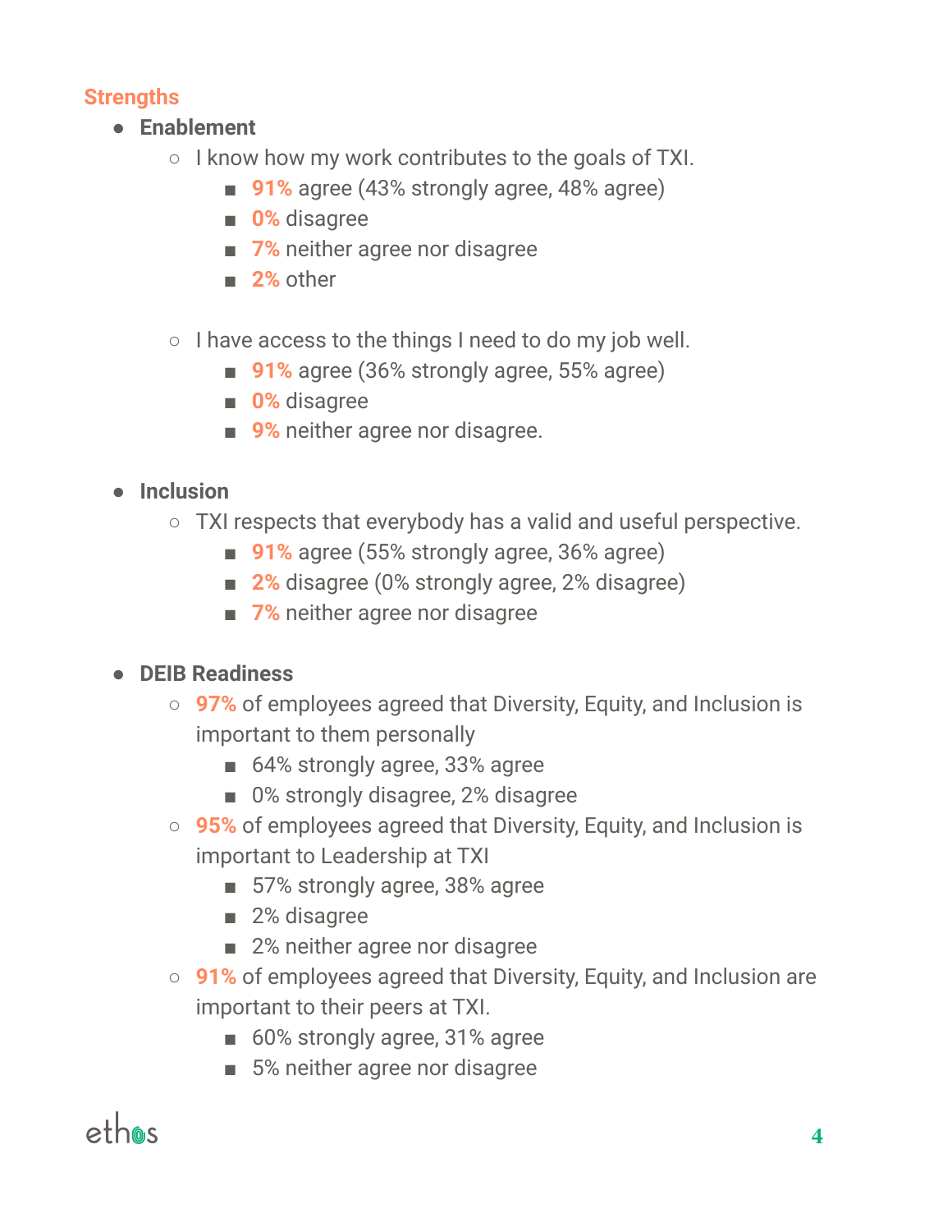## Strengths

- **Enablement**
    - I know how my work contributes to the goals of TXI.
        - **91%** agree (43% strongly agree, 48% agree)
        - **0%** disagree
        - **7%** neither agree nor disagree
        - **2%** other
    - I have access to the things I need to do my job well.
        - **91%** agree (36% strongly agree, 55% agree)
        - **0%** disagree
        - **9%** neither agree nor disagree.
- **Inclusion**
    - TXI respects that everybody has a valid and useful perspective.
        - **91%** agree (55% strongly agree, 36% agree)
        - **2%** disagree (0% strongly agree, 2% disagree)
        - **7%** neither agree nor disagree
- **DEIB Readiness**
    - **97%** of employees agreed that Diversity, Equity, and Inclusion is important to them personally
        - 64% strongly agree, 33% agree
        - 0% strongly disagree, 2% disagree
    - **95%** of employees agreed that Diversity, Equity, and Inclusion is important to Leadership at TXI
        - 57% strongly agree, 38% agree
        - 2% disagree
        - 2% neither agree nor disagree
    - **91%** of employees agreed that Diversity, Equity, and Inclusion are important to their peers at TXI.
        - 60% strongly agree, 31% agree
        - 5% neither agree nor disagree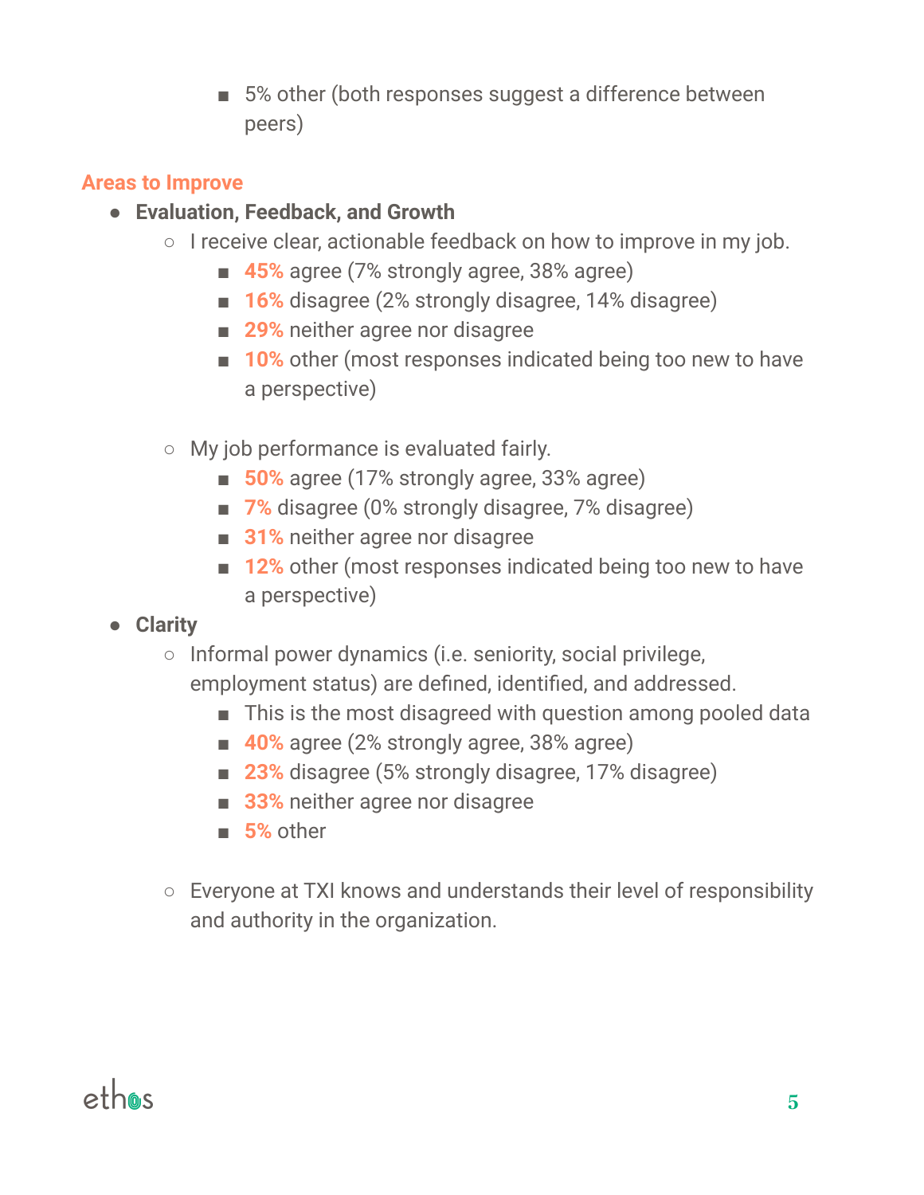- 5% other (both responses suggest a difference between peers)

## Areas to Improve

- **Evaluation, Feedback, and Growth**
    - I receive clear, actionable feedback on how to improve in my job.
        - **45%** agree (7% strongly agree, 38% agree)
        - **16%** disagree (2% strongly disagree, 14% disagree)
        - **29%** neither agree nor disagree
        - **10%** other (most responses indicated being too new to have a perspective)
    - My job performance is evaluated fairly.
        - **50%** agree (17% strongly agree, 33% agree)
        - **7%** disagree (0% strongly disagree, 7% disagree)
        - **31%** neither agree nor disagree
        - **12%** other (most responses indicated being too new to have a perspective)
- **Clarity**
    - Informal power dynamics (i.e. seniority, social privilege, employment status) are defined, identified, and addressed.
        - This is the most disagreed with question among pooled data
        - **40%** agree (2% strongly agree, 38% agree)
        - **23%** disagree (5% strongly disagree, 17% disagree)
        - **33%** neither agree nor disagree
        - **5%** other
    - Everyone at TXI knows and understands their level of responsibility and authority in the organization.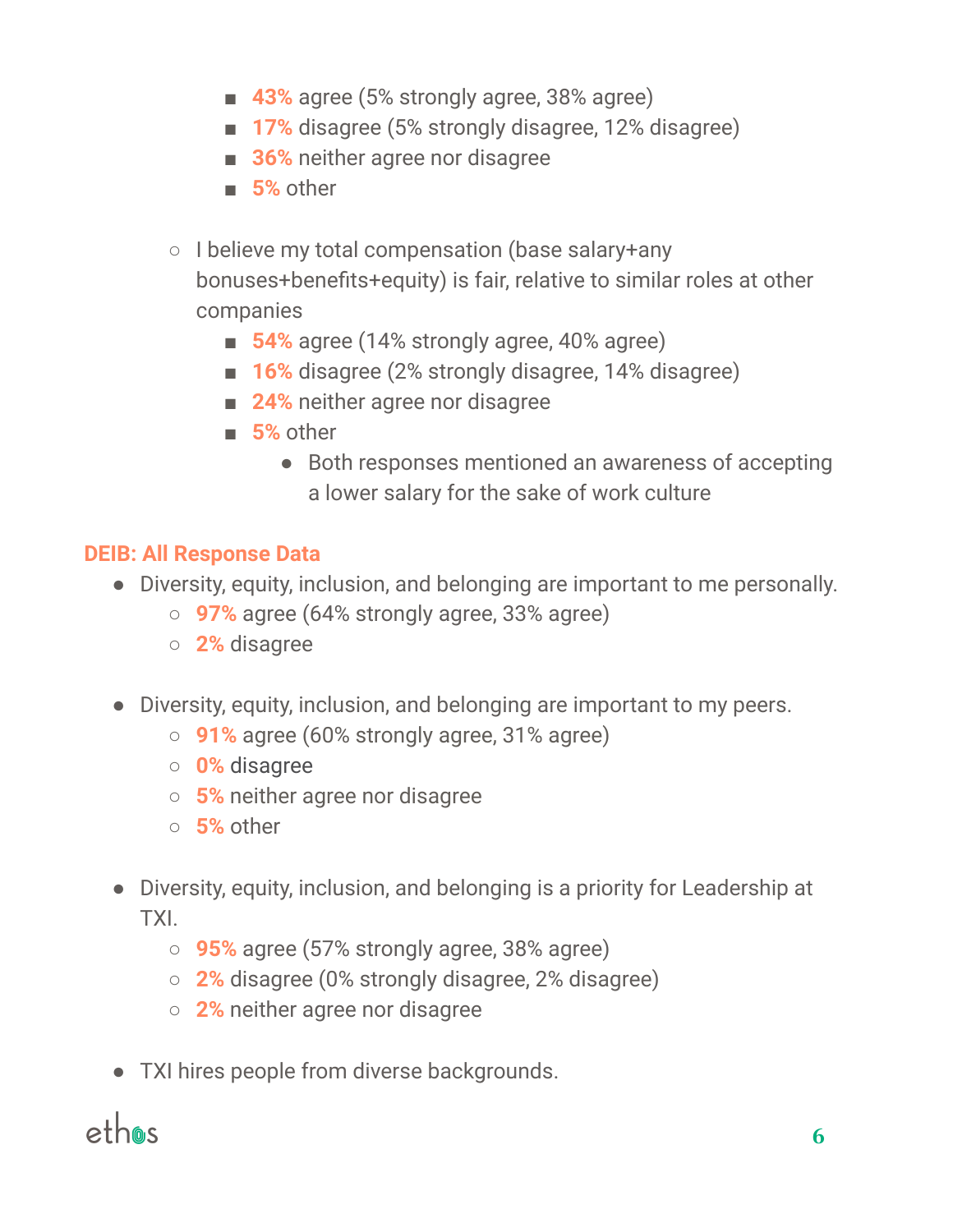- **43%** agree (5% strongly agree, 38% agree)
        - **17%** disagree (5% strongly disagree, 12% disagree)
        - **36%** neither agree nor disagree
        - **5%** other

    - I believe my total compensation (base salary+any bonuses+benefits+equity) is fair, relative to similar roles at other companies
        - **54%** agree (14% strongly agree, 40% agree)
        - **16%** disagree (2% strongly disagree, 14% disagree)
        - **24%** neither agree nor disagree
        - **5%** other
            - Both responses mentioned an awareness of accepting a lower salary for the sake of work culture

### DEIB: All Response Data

- Diversity, equity, inclusion, and belonging are important to me personally.
    - **97%** agree (64% strongly agree, 33% agree)
    - **2%** disagree

- Diversity, equity, inclusion, and belonging are important to my peers.
    - **91%** agree (60% strongly agree, 31% agree)
    - **0%** disagree
    - **5%** neither agree nor disagree
    - **5%** other

- Diversity, equity, inclusion, and belonging is a priority for Leadership at TXI.
    - **95%** agree (57% strongly agree, 38% agree)
    - **2%** disagree (0% strongly disagree, 2% disagree)
    - **2%** neither agree nor disagree

- TXI hires people from diverse backgrounds.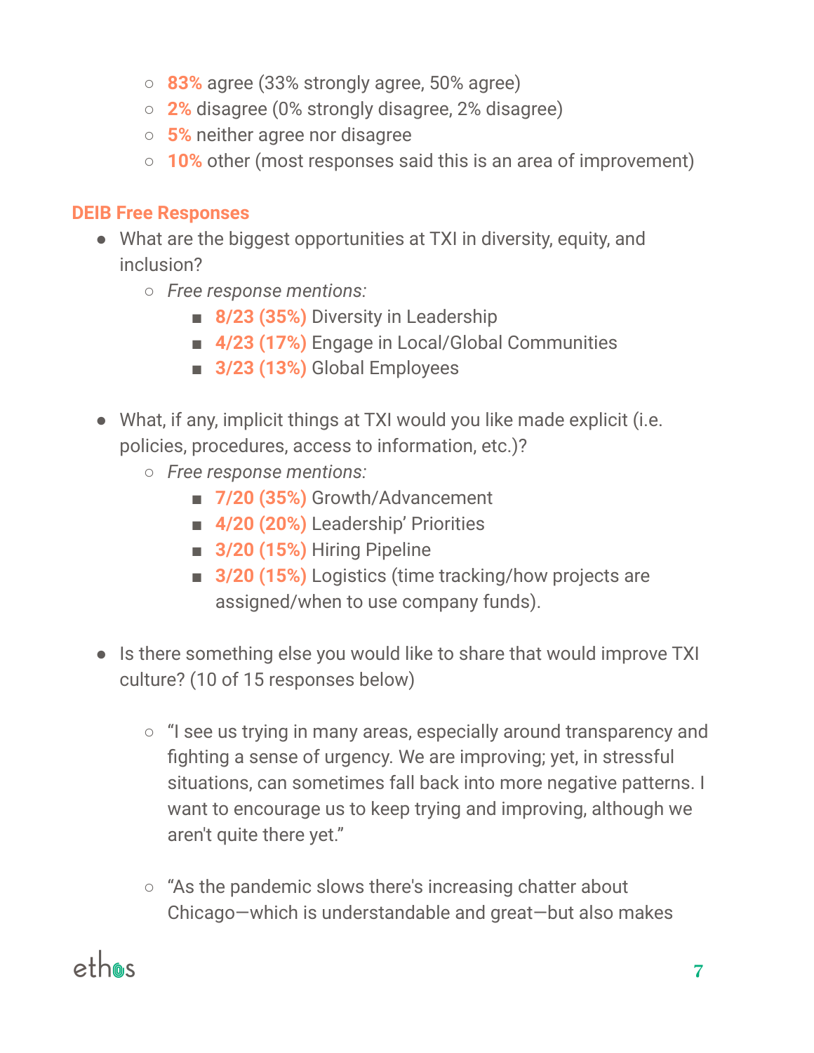- **83%** agree (33% strongly agree, 50% agree)
    - **2%** disagree (0% strongly disagree, 2% disagree)
    - **5%** neither agree nor disagree
    - **10%** other (most responses said this is an area of improvement)

### DEIB Free Responses

- What are the biggest opportunities at TXI in diversity, equity, and inclusion?
    - *Free response mentions:*
        - **8/23 (35%)** Diversity in Leadership
        - **4/23 (17%)** Engage in Local/Global Communities
        - **3/23 (13%)** Global Employees

- What, if any, implicit things at TXI would you like made explicit (i.e. policies, procedures, access to information, etc.)?
    - *Free response mentions:*
        - **7/20 (35%)** Growth/Advancement
        - **4/20 (20%)** Leadership' Priorities
        - **3/20 (15%)** Hiring Pipeline
        - **3/20 (15%)** Logistics (time tracking/how projects are assigned/when to use company funds).

- Is there something else you would like to share that would improve TXI culture? (10 of 15 responses below)

    - "I see us trying in many areas, especially around transparency and fighting a sense of urgency. We are improving; yet, in stressful situations, can sometimes fall back into more negative patterns. I want to encourage us to keep trying and improving, although we aren't quite there yet."

    - "As the pandemic slows there's increasing chatter about Chicago—which is understandable and great—but also makes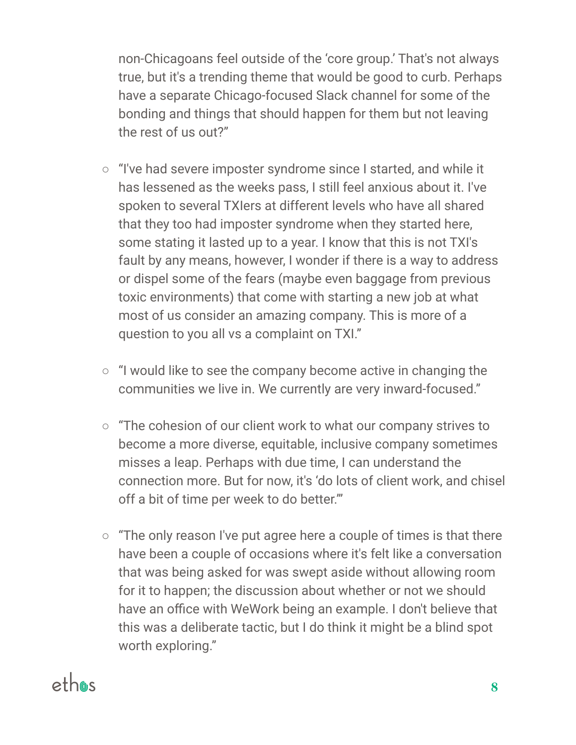non-Chicagoans feel outside of the 'core group.' That's not always true, but it's a trending theme that would be good to curb. Perhaps have a separate Chicago-focused Slack channel for some of the bonding and things that should happen for them but not leaving the rest of us out?"

- "I've had severe imposter syndrome since I started, and while it has lessened as the weeks pass, I still feel anxious about it. I've spoken to several TXIers at different levels who have all shared that they too had imposter syndrome when they started here, some stating it lasted up to a year. I know that this is not TXI's fault by any means, however, I wonder if there is a way to address or dispel some of the fears (maybe even baggage from previous toxic environments) that come with starting a new job at what most of us consider an amazing company. This is more of a question to you all vs a complaint on TXI."

- "I would like to see the company become active in changing the communities we live in. We currently are very inward-focused."

- "The cohesion of our client work to what our company strives to become a more diverse, equitable, inclusive company sometimes misses a leap. Perhaps with due time, I can understand the connection more. But for now, it's 'do lots of client work, and chisel off a bit of time per week to do better.'"

- "The only reason I've put agree here a couple of times is that there have been a couple of occasions where it's felt like a conversation that was being asked for was swept aside without allowing room for it to happen; the discussion about whether or not we should have an office with WeWork being an example. I don't believe that this was a deliberate tactic, but I do think it might be a blind spot worth exploring."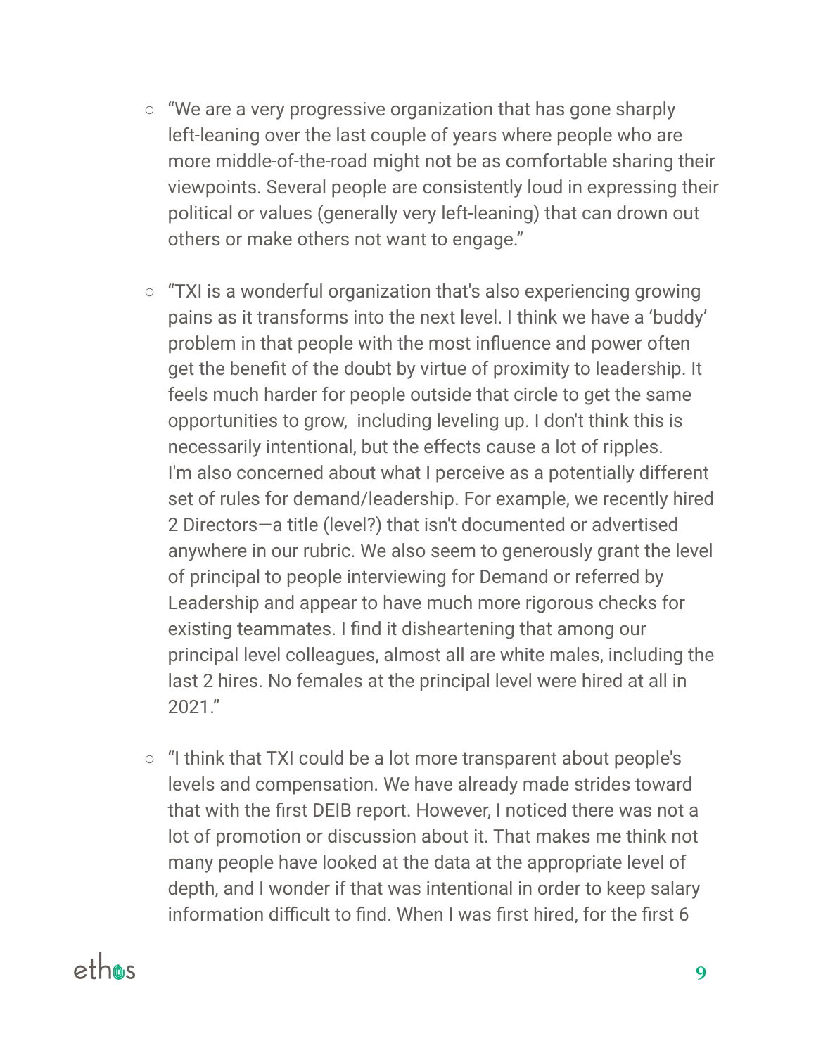- "We are a very progressive organization that has gone sharply left-leaning over the last couple of years where people who are more middle-of-the-road might not be as comfortable sharing their viewpoints. Several people are consistently loud in expressing their political or values (generally very left-leaning) that can drown out others or make others not want to engage."

- "TXI is a wonderful organization that's also experiencing growing pains as it transforms into the next level. I think we have a 'buddy' problem in that people with the most influence and power often get the benefit of the doubt by virtue of proximity to leadership. It feels much harder for people outside that circle to get the same opportunities to grow, including leveling up. I don't think this is necessarily intentional, but the effects cause a lot of ripples. I'm also concerned about what I perceive as a potentially different set of rules for demand/leadership. For example, we recently hired 2 Directors—a title (level?) that isn't documented or advertised anywhere in our rubric. We also seem to generously grant the level of principal to people interviewing for Demand or referred by Leadership and appear to have much more rigorous checks for existing teammates. I find it disheartening that among our principal level colleagues, almost all are white males, including the last 2 hires. No females at the principal level were hired at all in 2021."

- "I think that TXI could be a lot more transparent about people's levels and compensation. We have already made strides toward that with the first DEIB report. However, I noticed there was not a lot of promotion or discussion about it. That makes me think not many people have looked at the data at the appropriate level of depth, and I wonder if that was intentional in order to keep salary information difficult to find. When I was first hired, for the first 6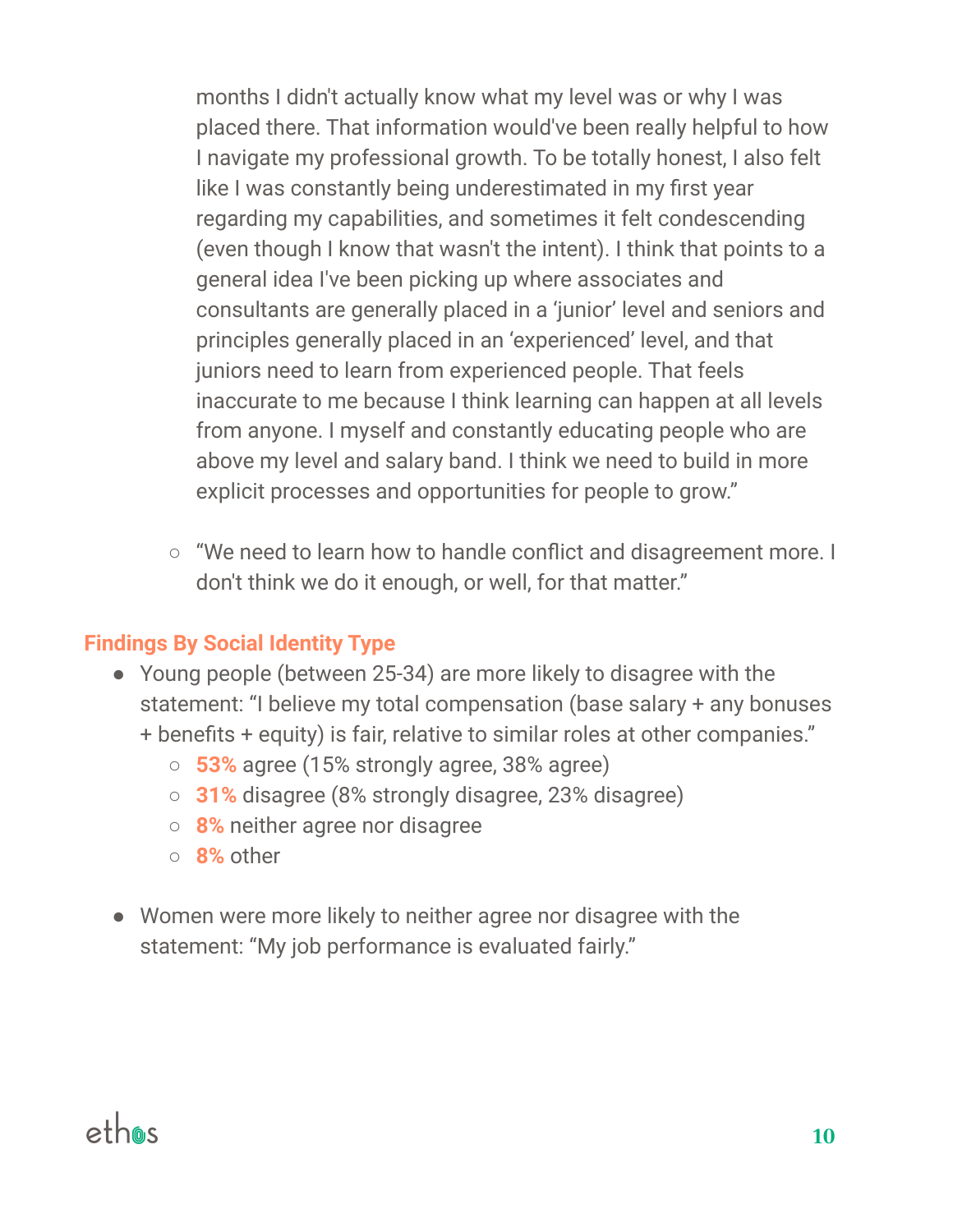months I didn't actually know what my level was or why I was placed there. That information would've been really helpful to how I navigate my professional growth. To be totally honest, I also felt like I was constantly being underestimated in my first year regarding my capabilities, and sometimes it felt condescending (even though I know that wasn't the intent). I think that points to a general idea I've been picking up where associates and consultants are generally placed in a 'junior' level and seniors and principles generally placed in an 'experienced' level, and that juniors need to learn from experienced people. That feels inaccurate to me because I think learning can happen at all levels from anyone. I myself and constantly educating people who are above my level and salary band. I think we need to build in more explicit processes and opportunities for people to grow."

  - "We need to learn how to handle conflict and disagreement more. I don't think we do it enough, or well, for that matter."

### Findings By Social Identity Type

- Young people (between 25-34) are more likely to disagree with the statement: "I believe my total compensation (base salary + any bonuses + benefits + equity) is fair, relative to similar roles at other companies."
  - **53%** agree (15% strongly agree, 38% agree)
  - **31%** disagree (8% strongly disagree, 23% disagree)
  - **8%** neither agree nor disagree
  - **8%** other

- Women were more likely to neither agree nor disagree with the statement: "My job performance is evaluated fairly."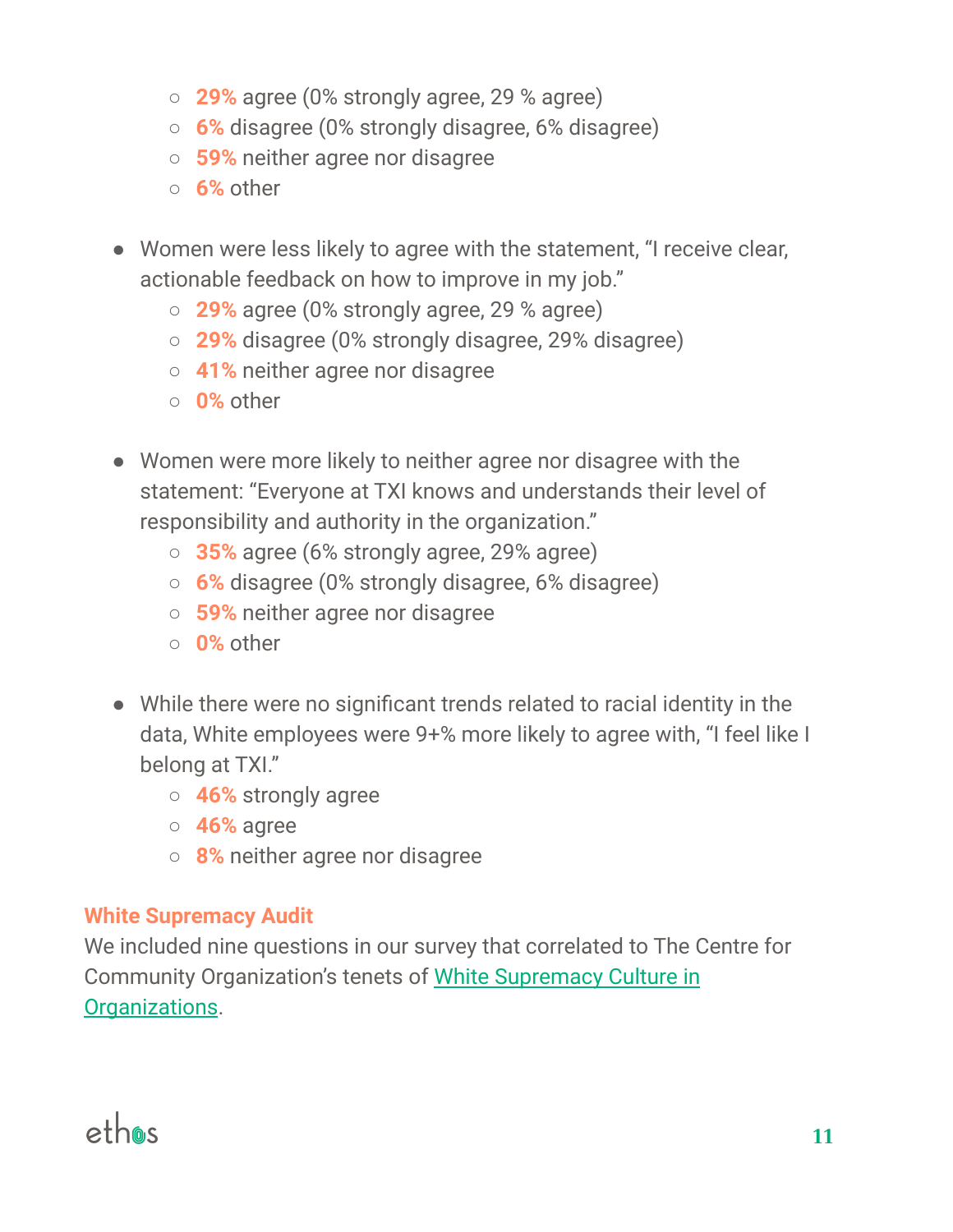- **29%** agree (0% strongly agree, 29 % agree)
  - **6%** disagree (0% strongly disagree, 6% disagree)
  - **59%** neither agree nor disagree
  - **6%** other

- Women were less likely to agree with the statement, "I receive clear, actionable feedback on how to improve in my job."
  - **29%** agree (0% strongly agree, 29 % agree)
  - **29%** disagree (0% strongly disagree, 29% disagree)
  - **41%** neither agree nor disagree
  - **0%** other

- Women were more likely to neither agree nor disagree with the statement: "Everyone at TXI knows and understands their level of responsibility and authority in the organization."
  - **35%** agree (6% strongly agree, 29% agree)
  - **6%** disagree (0% strongly disagree, 6% disagree)
  - **59%** neither agree nor disagree
  - **0%** other

- While there were no significant trends related to racial identity in the data, White employees were 9+% more likely to agree with, "I feel like I belong at TXI."
  - **46%** strongly agree
  - **46%** agree
  - **8%** neither agree nor disagree

### White Supremacy Audit

We included nine questions in our survey that correlated to The Centre for Community Organization's tenets of White Supremacy Culture in Organizations.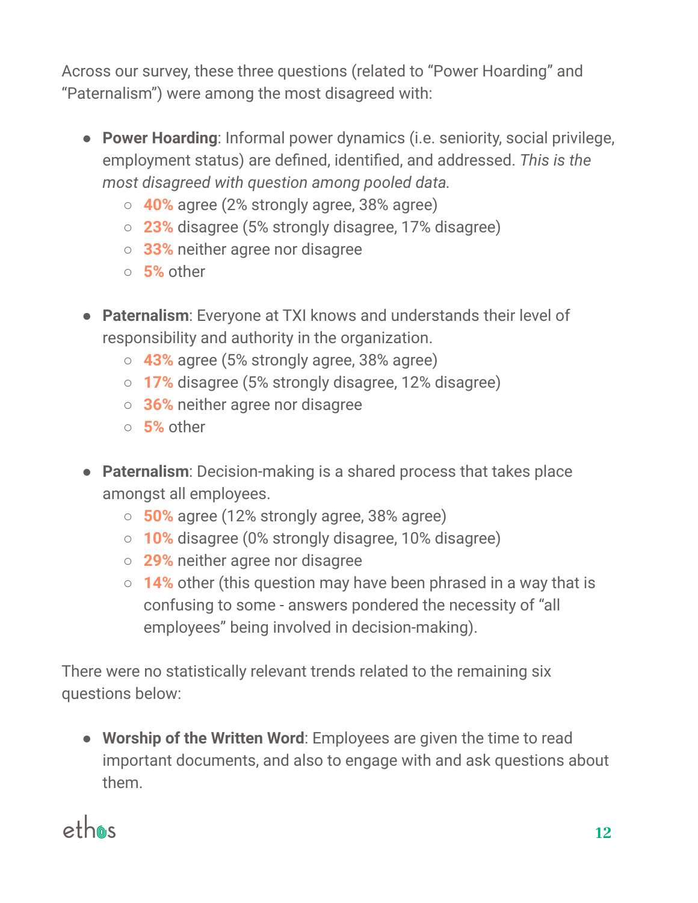Across our survey, these three questions (related to "Power Hoarding" and "Paternalism") were among the most disagreed with:

- **Power Hoarding**: Informal power dynamics (i.e. seniority, social privilege, employment status) are defined, identified, and addressed. *This is the most disagreed with question among pooled data.*
  - **40%** agree (2% strongly agree, 38% agree)
  - **23%** disagree (5% strongly disagree, 17% disagree)
  - **33%** neither agree nor disagree
  - **5%** other

- **Paternalism**: Everyone at TXI knows and understands their level of responsibility and authority in the organization.
  - **43%** agree (5% strongly agree, 38% agree)
  - **17%** disagree (5% strongly disagree, 12% disagree)
  - **36%** neither agree nor disagree
  - **5%** other

- **Paternalism**: Decision-making is a shared process that takes place amongst all employees.
  - **50%** agree (12% strongly agree, 38% agree)
  - **10%** disagree (0% strongly disagree, 10% disagree)
  - **29%** neither agree nor disagree
  - **14%** other (this question may have been phrased in a way that is confusing to some - answers pondered the necessity of "all employees" being involved in decision-making).

There were no statistically relevant trends related to the remaining six questions below:

- **Worship of the Written Word**: Employees are given the time to read important documents, and also to engage with and ask questions about them.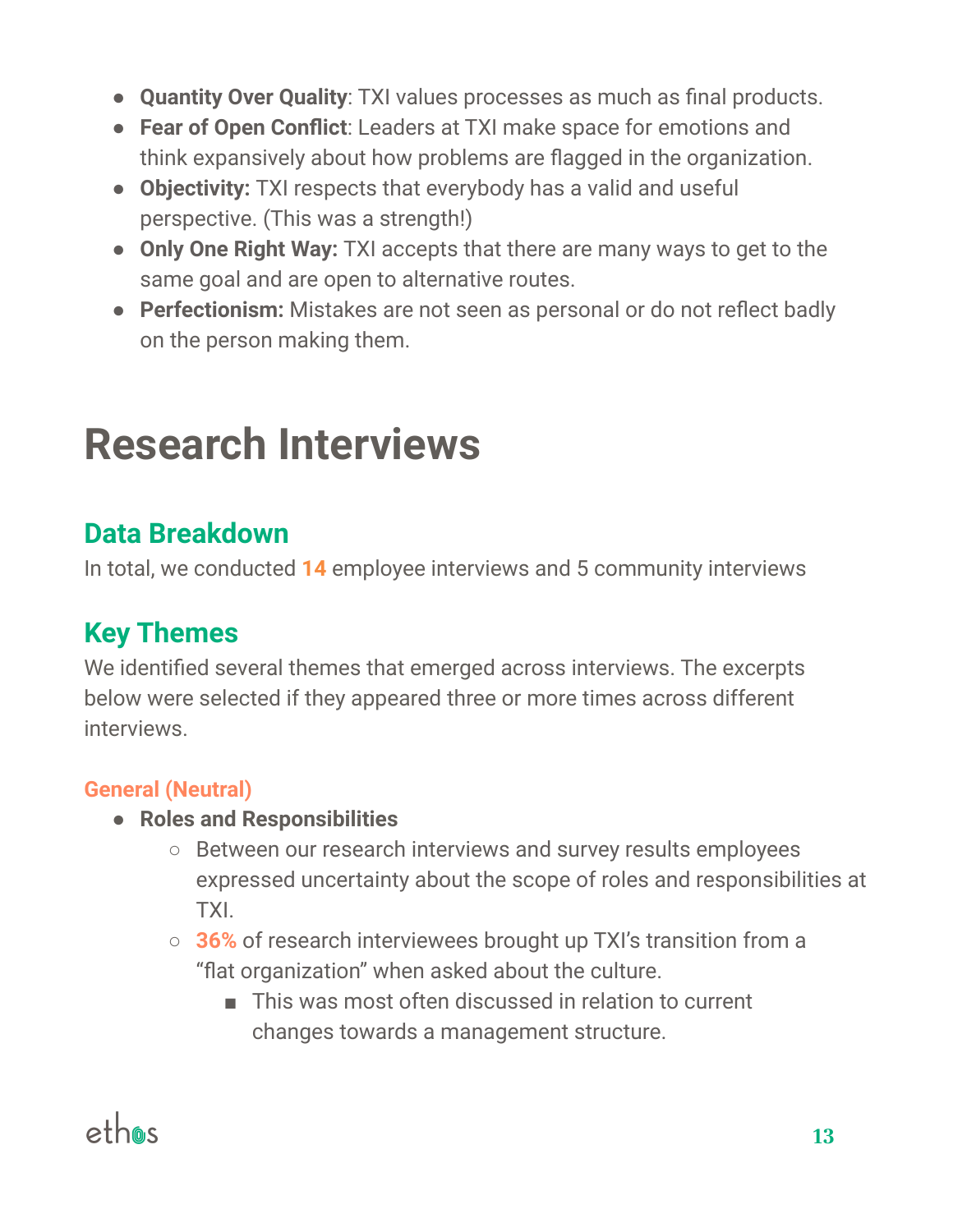- **Quantity Over Quality**: TXI values processes as much as final products.
- **Fear of Open Conflict**: Leaders at TXI make space for emotions and think expansively about how problems are flagged in the organization.
- **Objectivity:** TXI respects that everybody has a valid and useful perspective. (This was a strength!)
- **Only One Right Way:** TXI accepts that there are many ways to get to the same goal and are open to alternative routes.
- **Perfectionism:** Mistakes are not seen as personal or do not reflect badly on the person making them.

# Research Interviews

## Data Breakdown

In total, we conducted **14** employee interviews and 5 community interviews

## Key Themes

We identified several themes that emerged across interviews. The excerpts below were selected if they appeared three or more times across different interviews.

### General (Neutral)

- **Roles and Responsibilities**
  - Between our research interviews and survey results employees expressed uncertainty about the scope of roles and responsibilities at TXI.
  - **36%** of research interviewees brought up TXI's transition from a "flat organization" when asked about the culture.
    - This was most often discussed in relation to current changes towards a management structure.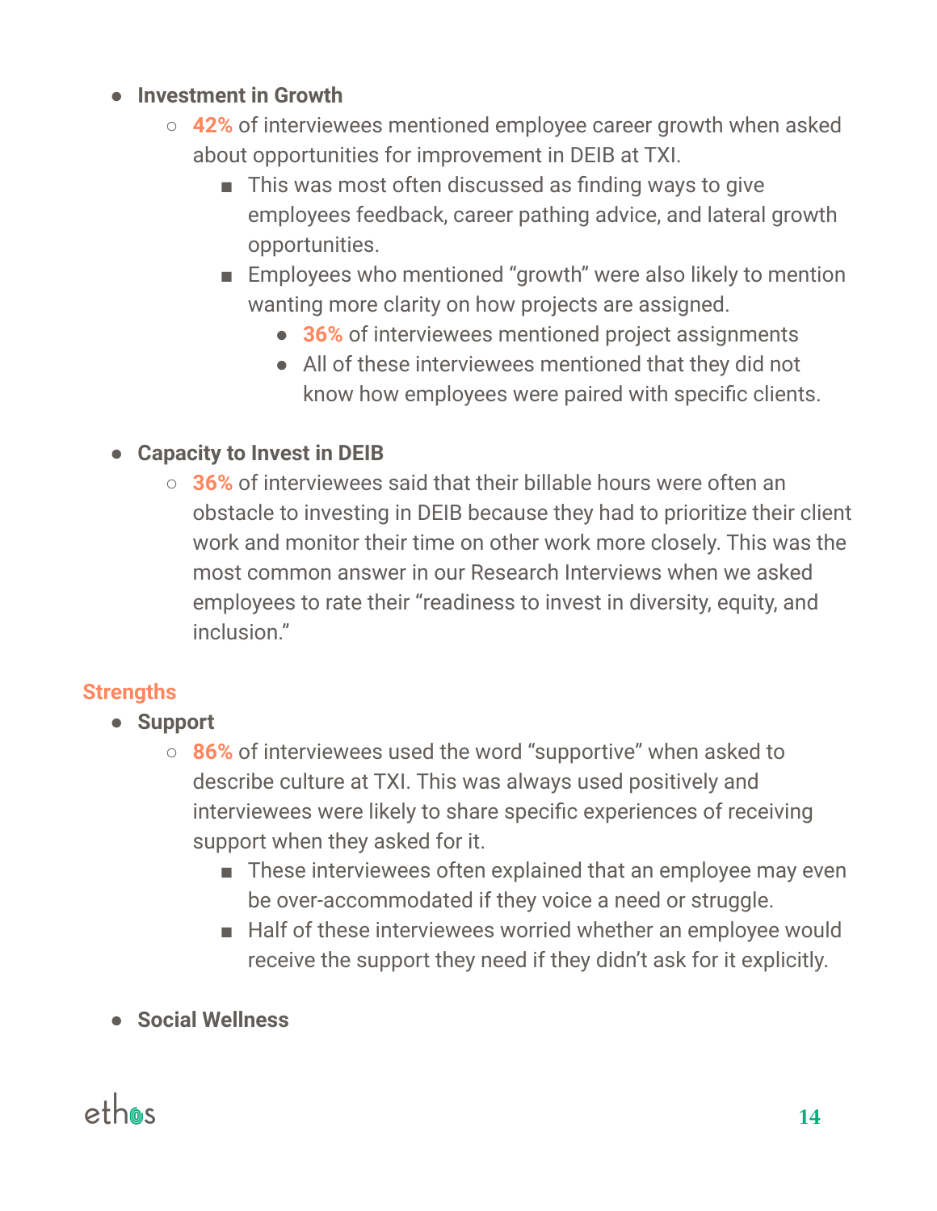- **Investment in Growth**
    - **42%** of interviewees mentioned employee career growth when asked about opportunities for improvement in DEIB at TXI.
        - This was most often discussed as finding ways to give employees feedback, career pathing advice, and lateral growth opportunities.
        - Employees who mentioned "growth" were also likely to mention wanting more clarity on how projects are assigned.
            - **36%** of interviewees mentioned project assignments
            - All of these interviewees mentioned that they did not know how employees were paired with specific clients.

- **Capacity to Invest in DEIB**
    - **36%** of interviewees said that their billable hours were often an obstacle to investing in DEIB because they had to prioritize their client work and monitor their time on other work more closely. This was the most common answer in our Research Interviews when we asked employees to rate their "readiness to invest in diversity, equity, and inclusion."

## Strengths

- **Support**
    - **86%** of interviewees used the word "supportive" when asked to describe culture at TXI. This was always used positively and interviewees were likely to share specific experiences of receiving support when they asked for it.
        - These interviewees often explained that an employee may even be over-accommodated if they voice a need or struggle.
        - Half of these interviewees worried whether an employee would receive the support they need if they didn't ask for it explicitly.

- **Social Wellness**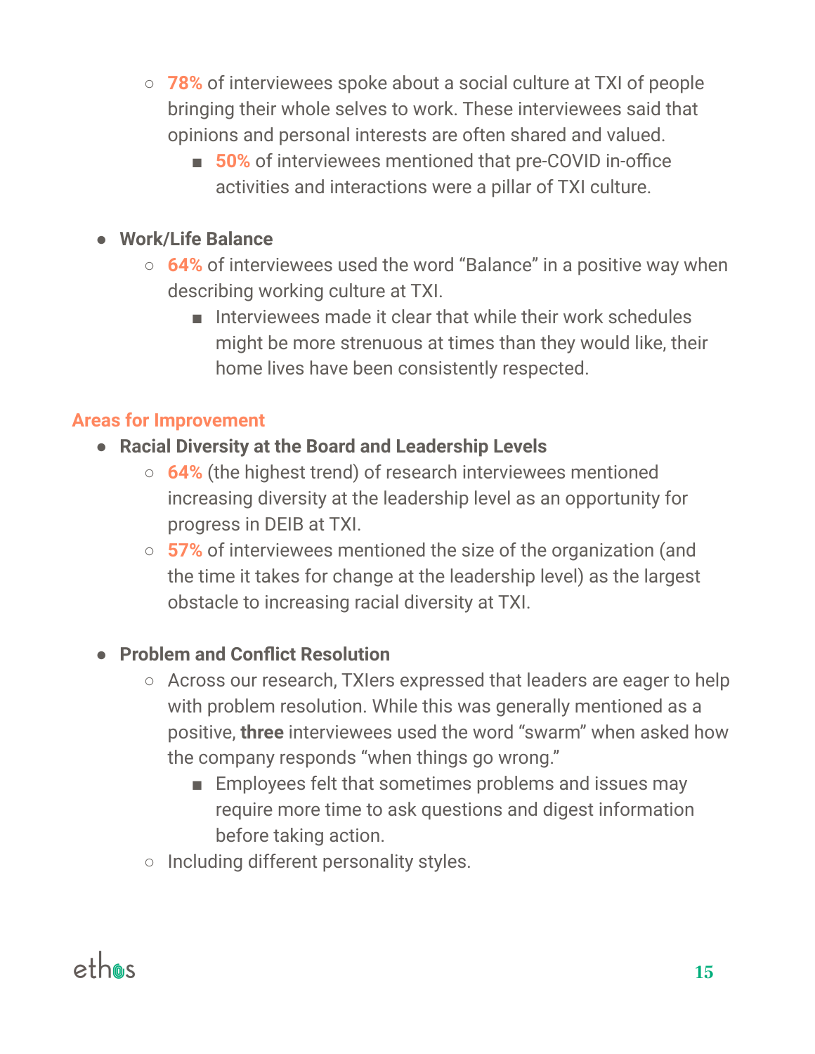- **78%** of interviewees spoke about a social culture at TXI of people bringing their whole selves to work. These interviewees said that opinions and personal interests are often shared and valued.
        - **50%** of interviewees mentioned that pre-COVID in-office activities and interactions were a pillar of TXI culture.

- **Work/Life Balance**
    - **64%** of interviewees used the word "Balance" in a positive way when describing working culture at TXI.
        - Interviewees made it clear that while their work schedules might be more strenuous at times than they would like, their home lives have been consistently respected.

### Areas for Improvement

- **Racial Diversity at the Board and Leadership Levels**
    - **64%** (the highest trend) of research interviewees mentioned increasing diversity at the leadership level as an opportunity for progress in DEIB at TXI.
    - **57%** of interviewees mentioned the size of the organization (and the time it takes for change at the leadership level) as the largest obstacle to increasing racial diversity at TXI.

- **Problem and Conflict Resolution**
    - Across our research, TXIers expressed that leaders are eager to help with problem resolution. While this was generally mentioned as a positive, **three** interviewees used the word "swarm" when asked how the company responds "when things go wrong."
        - Employees felt that sometimes problems and issues may require more time to ask questions and digest information before taking action.
    - Including different personality styles.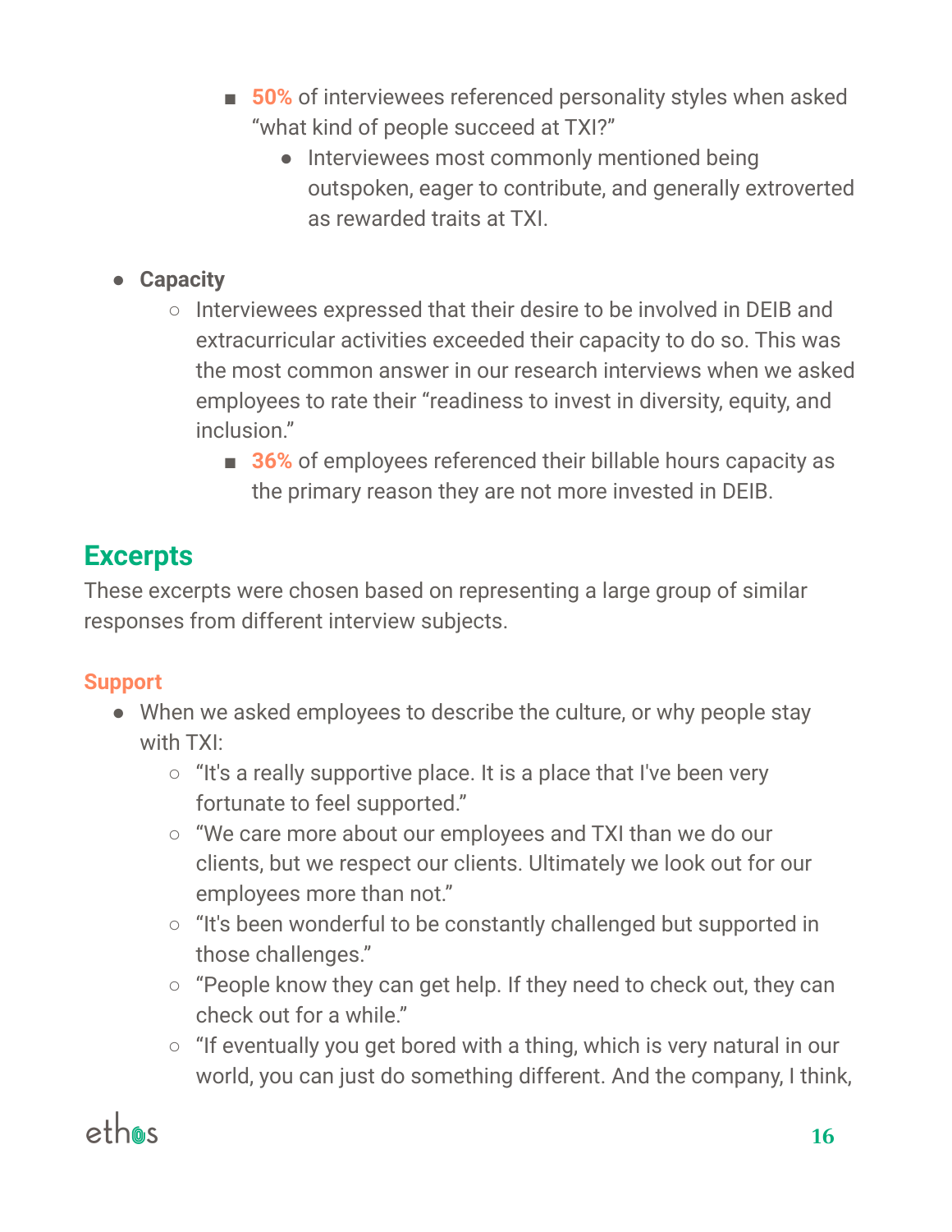- **50%** of interviewees referenced personality styles when asked "what kind of people succeed at TXI?"
            - Interviewees most commonly mentioned being outspoken, eager to contribute, and generally extroverted as rewarded traits at TXI.

- **Capacity**
    - Interviewees expressed that their desire to be involved in DEIB and extracurricular activities exceeded their capacity to do so. This was the most common answer in our research interviews when we asked employees to rate their "readiness to invest in diversity, equity, and inclusion."
        - **36%** of employees referenced their billable hours capacity as the primary reason they are not more invested in DEIB.

## Excerpts

These excerpts were chosen based on representing a large group of similar responses from different interview subjects.

### Support

- When we asked employees to describe the culture, or why people stay with TXI:
    - "It's a really supportive place. It is a place that I've been very fortunate to feel supported."
    - "We care more about our employees and TXI than we do our clients, but we respect our clients. Ultimately we look out for our employees more than not."
    - "It's been wonderful to be constantly challenged but supported in those challenges."
    - "People know they can get help. If they need to check out, they can check out for a while."
    - "If eventually you get bored with a thing, which is very natural in our world, you can just do something different. And the company, I think,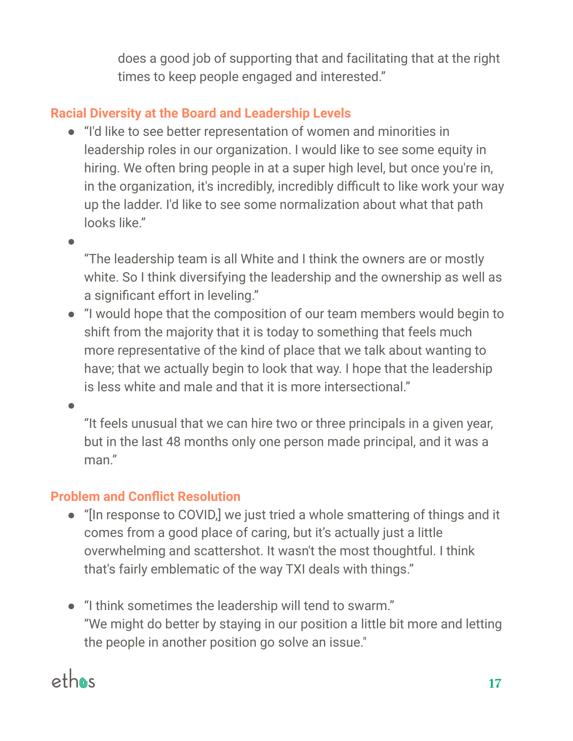does a good job of supporting that and facilitating that at the right times to keep people engaged and interested."

### Racial Diversity at the Board and Leadership Levels

- "I'd like to see better representation of women and minorities in leadership roles in our organization. I would like to see some equity in hiring. We often bring people in at a super high level, but once you're in, in the organization, it's incredibly, incredibly difficult to like work your way up the ladder. I'd like to see some normalization about what that path looks like."
- "The leadership team is all White and I think the owners are or mostly white. So I think diversifying the leadership and the ownership as well as a significant effort in leveling."
- "I would hope that the composition of our team members would begin to shift from the majority that it is today to something that feels much more representative of the kind of place that we talk about wanting to have; that we actually begin to look that way. I hope that the leadership is less white and male and that it is more intersectional."
- "It feels unusual that we can hire two or three principals in a given year, but in the last 48 months only one person made principal, and it was a man."

### Problem and Conflict Resolution

- "[In response to COVID,] we just tried a whole smattering of things and it comes from a good place of caring, but it's actually just a little overwhelming and scattershot. It wasn't the most thoughtful. I think that's fairly emblematic of the way TXI deals with things."
- "I think sometimes the leadership will tend to swarm."
  "We might do better by staying in our position a little bit more and letting the people in another position go solve an issue."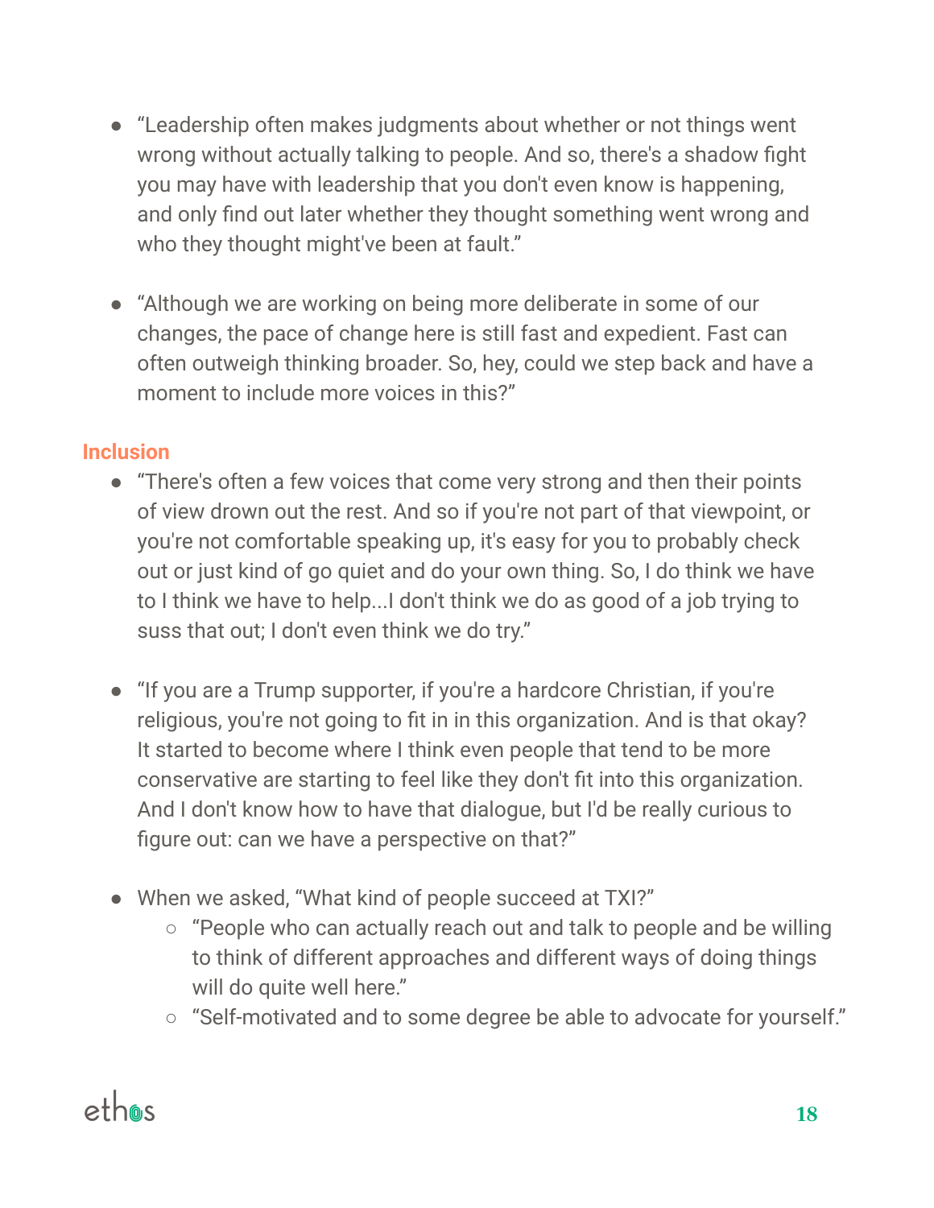- “Leadership often makes judgments about whether or not things went wrong without actually talking to people. And so, there's a shadow fight you may have with leadership that you don't even know is happening, and only find out later whether they thought something went wrong and who they thought might've been at fault.”

- “Although we are working on being more deliberate in some of our changes, the pace of change here is still fast and expedient. Fast can often outweigh thinking broader. So, hey, could we step back and have a moment to include more voices in this?”

## Inclusion

- “There's often a few voices that come very strong and then their points of view drown out the rest. And so if you're not part of that viewpoint, or you're not comfortable speaking up, it's easy for you to probably check out or just kind of go quiet and do your own thing. So, I do think we have to I think we have to help...I don't think we do as good of a job trying to suss that out; I don't even think we do try.”

- “If you are a Trump supporter, if you're a hardcore Christian, if you're religious, you're not going to fit in in this organization. And is that okay? It started to become where I think even people that tend to be more conservative are starting to feel like they don't fit into this organization. And I don't know how to have that dialogue, but I'd be really curious to figure out: can we have a perspective on that?”

- When we asked, “What kind of people succeed at TXI?”
  - “People who can actually reach out and talk to people and be willing to think of different approaches and different ways of doing things will do quite well here.”
  - “Self-motivated and to some degree be able to advocate for yourself.”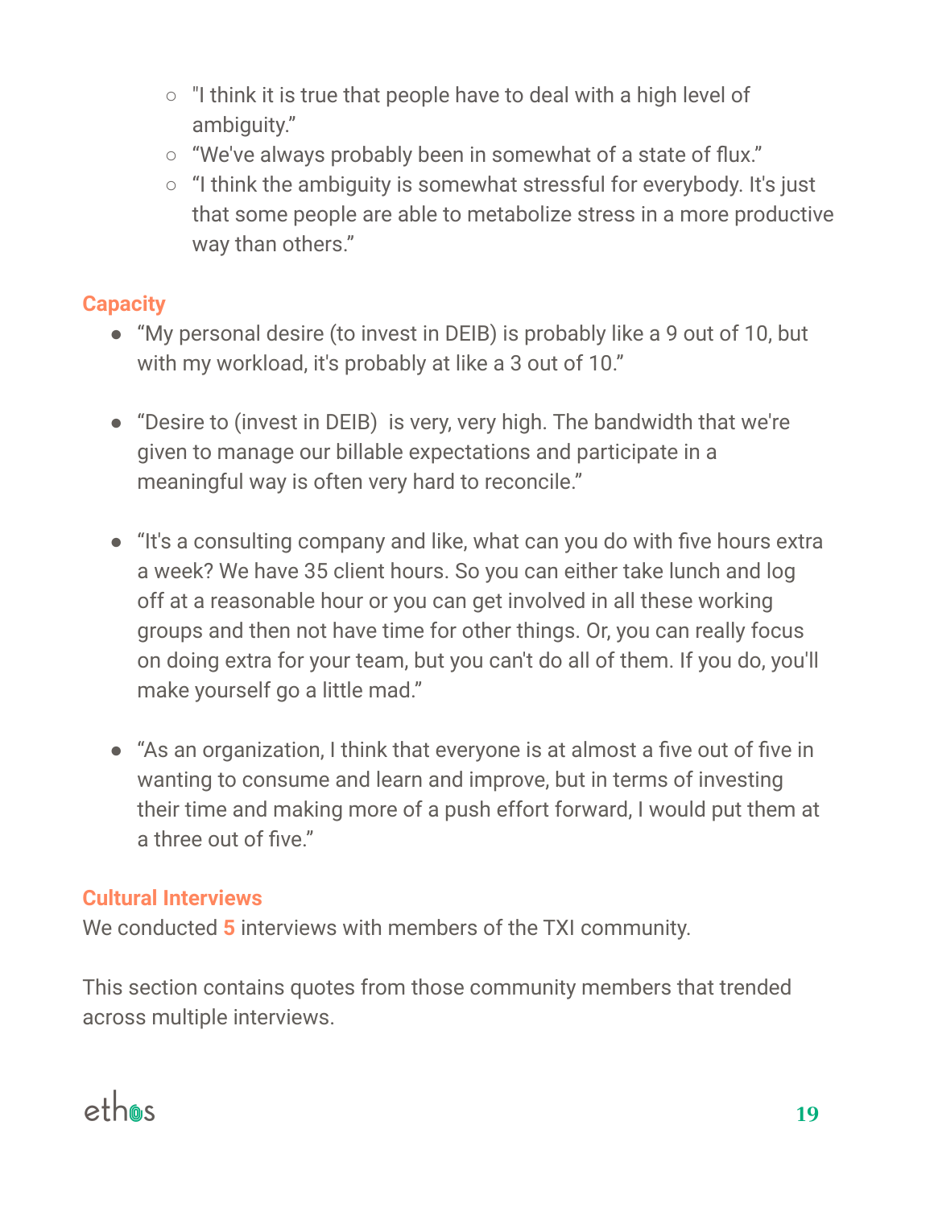- "I think it is true that people have to deal with a high level of ambiguity."
    - "We've always probably been in somewhat of a state of flux."
    - "I think the ambiguity is somewhat stressful for everybody. It's just that some people are able to metabolize stress in a more productive way than others."

### Capacity

- "My personal desire (to invest in DEIB) is probably like a 9 out of 10, but with my workload, it's probably at like a 3 out of 10."

- "Desire to (invest in DEIB) is very, very high. The bandwidth that we're given to manage our billable expectations and participate in a meaningful way is often very hard to reconcile."

- "It's a consulting company and like, what can you do with five hours extra a week? We have 35 client hours. So you can either take lunch and log off at a reasonable hour or you can get involved in all these working groups and then not have time for other things. Or, you can really focus on doing extra for your team, but you can't do all of them. If you do, you'll make yourself go a little mad."

- "As an organization, I think that everyone is at almost a five out of five in wanting to consume and learn and improve, but in terms of investing their time and making more of a push effort forward, I would put them at a three out of five."

### Cultural Interviews

We conducted **5** interviews with members of the TXI community.

This section contains quotes from those community members that trended across multiple interviews.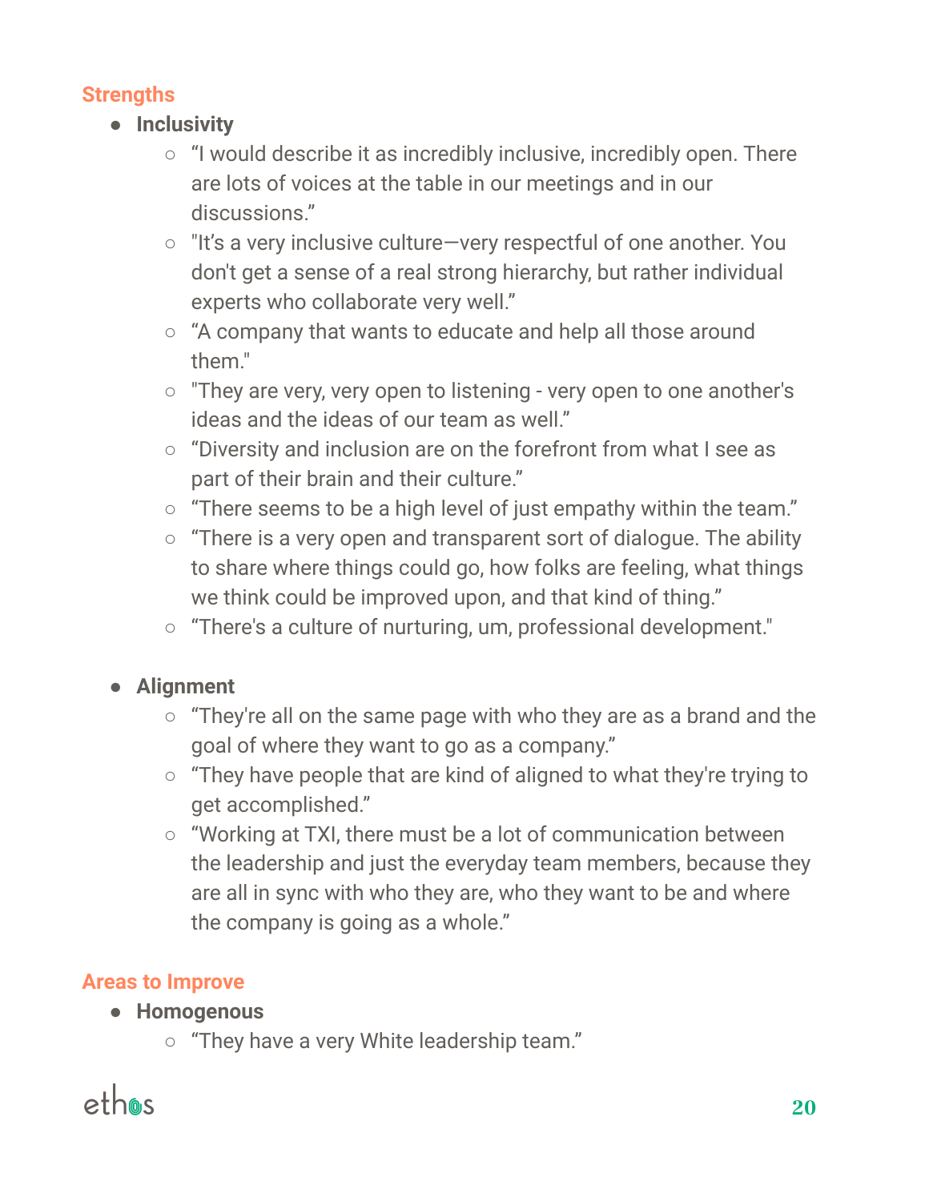## Strengths

- **Inclusivity**
    - “I would describe it as incredibly inclusive, incredibly open. There are lots of voices at the table in our meetings and in our discussions.”
    - "It’s a very inclusive culture—very respectful of one another. You don't get a sense of a real strong hierarchy, but rather individual experts who collaborate very well.”
    - “A company that wants to educate and help all those around them."
    - "They are very, very open to listening - very open to one another's ideas and the ideas of our team as well.”
    - “Diversity and inclusion are on the forefront from what I see as part of their brain and their culture.”
    - “There seems to be a high level of just empathy within the team.”
    - “There is a very open and transparent sort of dialogue. The ability to share where things could go, how folks are feeling, what things we think could be improved upon, and that kind of thing.”
    - “There's a culture of nurturing, um, professional development."

- **Alignment**
    - “They're all on the same page with who they are as a brand and the goal of where they want to go as a company.”
    - “They have people that are kind of aligned to what they're trying to get accomplished.”
    - “Working at TXI, there must be a lot of communication between the leadership and just the everyday team members, because they are all in sync with who they are, who they want to be and where the company is going as a whole.”

## Areas to Improve

- **Homogenous**
    - “They have a very White leadership team.”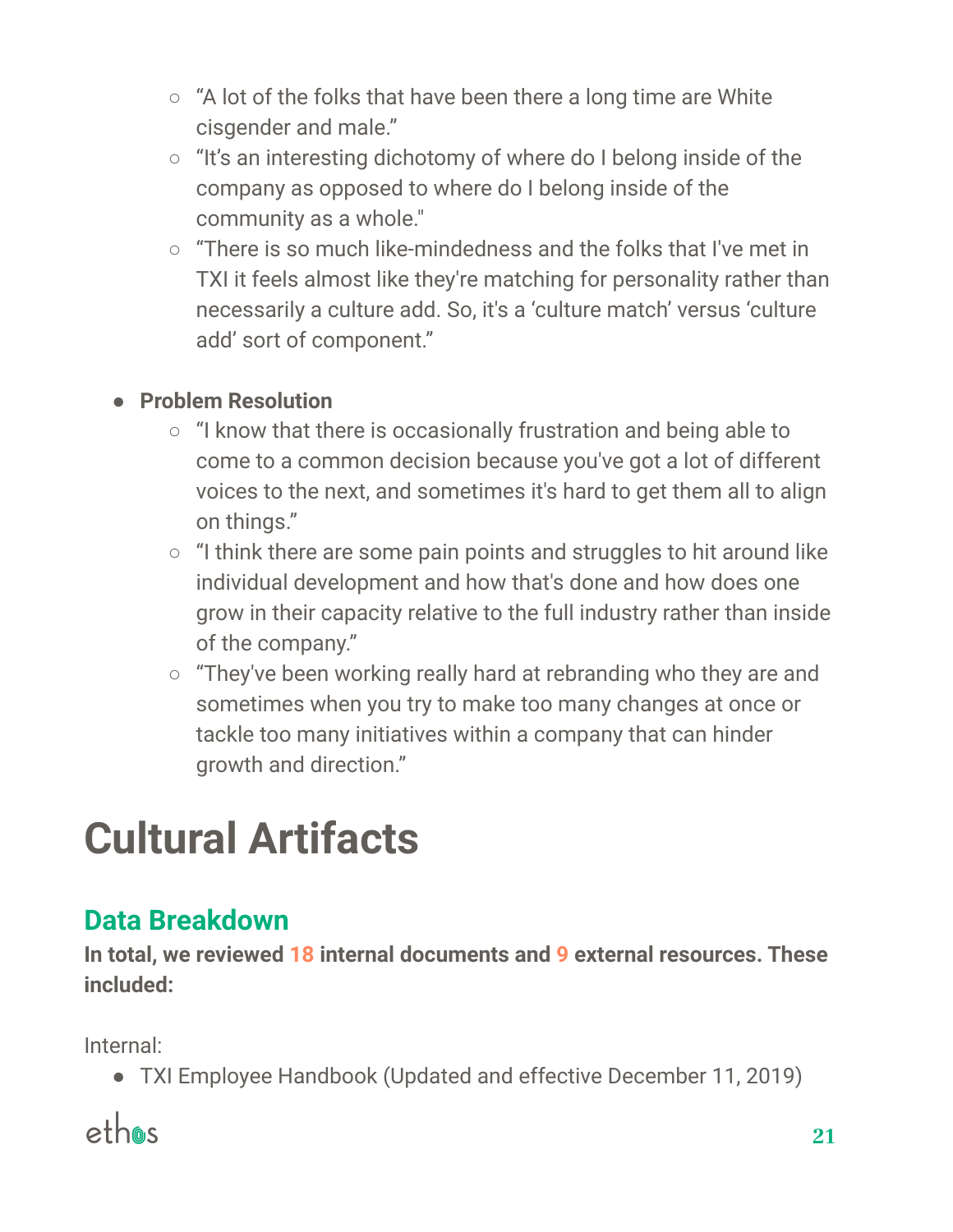- "A lot of the folks that have been there a long time are White cisgender and male."
  - "It's an interesting dichotomy of where do I belong inside of the company as opposed to where do I belong inside of the community as a whole."
  - "There is so much like-mindedness and the folks that I've met in TXI it feels almost like they're matching for personality rather than necessarily a culture add. So, it's a 'culture match' versus 'culture add' sort of component."

- **Problem Resolution**
  - "I know that there is occasionally frustration and being able to come to a common decision because you've got a lot of different voices to the next, and sometimes it's hard to get them all to align on things."
  - "I think there are some pain points and struggles to hit around like individual development and how that's done and how does one grow in their capacity relative to the full industry rather than inside of the company."
  - "They've been working really hard at rebranding who they are and sometimes when you try to make too many changes at once or tackle too many initiatives within a company that can hinder growth and direction."

# Cultural Artifacts

## Data Breakdown

**In total, we reviewed 18 internal documents and 9 external resources. These included:**

Internal:

- TXI Employee Handbook (Updated and effective December 11, 2019)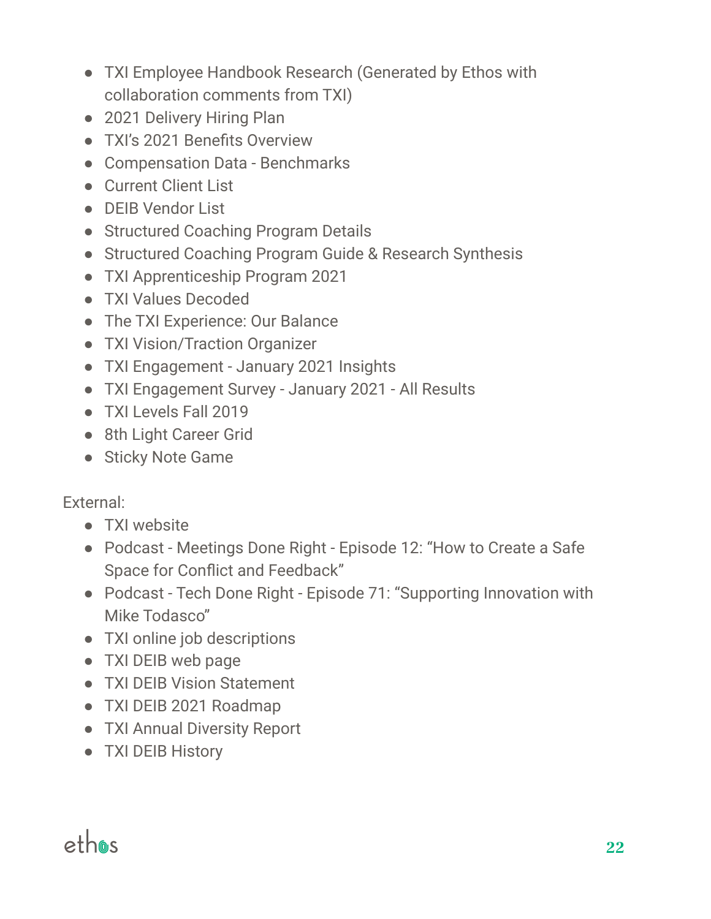- TXI Employee Handbook Research (Generated by Ethos with collaboration comments from TXI)
- 2021 Delivery Hiring Plan
- TXI's 2021 Benefits Overview
- Compensation Data - Benchmarks
- Current Client List
- DEIB Vendor List
- Structured Coaching Program Details
- Structured Coaching Program Guide & Research Synthesis
- TXI Apprenticeship Program 2021
- TXI Values Decoded
- The TXI Experience: Our Balance
- TXI Vision/Traction Organizer
- TXI Engagement - January 2021 Insights
- TXI Engagement Survey - January 2021 - All Results
- TXI Levels Fall 2019
- 8th Light Career Grid
- Sticky Note Game

External:

- TXI website
- Podcast - Meetings Done Right - Episode 12: "How to Create a Safe Space for Conflict and Feedback"
- Podcast - Tech Done Right - Episode 71: "Supporting Innovation with Mike Todasco"
- TXI online job descriptions
- TXI DEIB web page
- TXI DEIB Vision Statement
- TXI DEIB 2021 Roadmap
- TXI Annual Diversity Report
- TXI DEIB History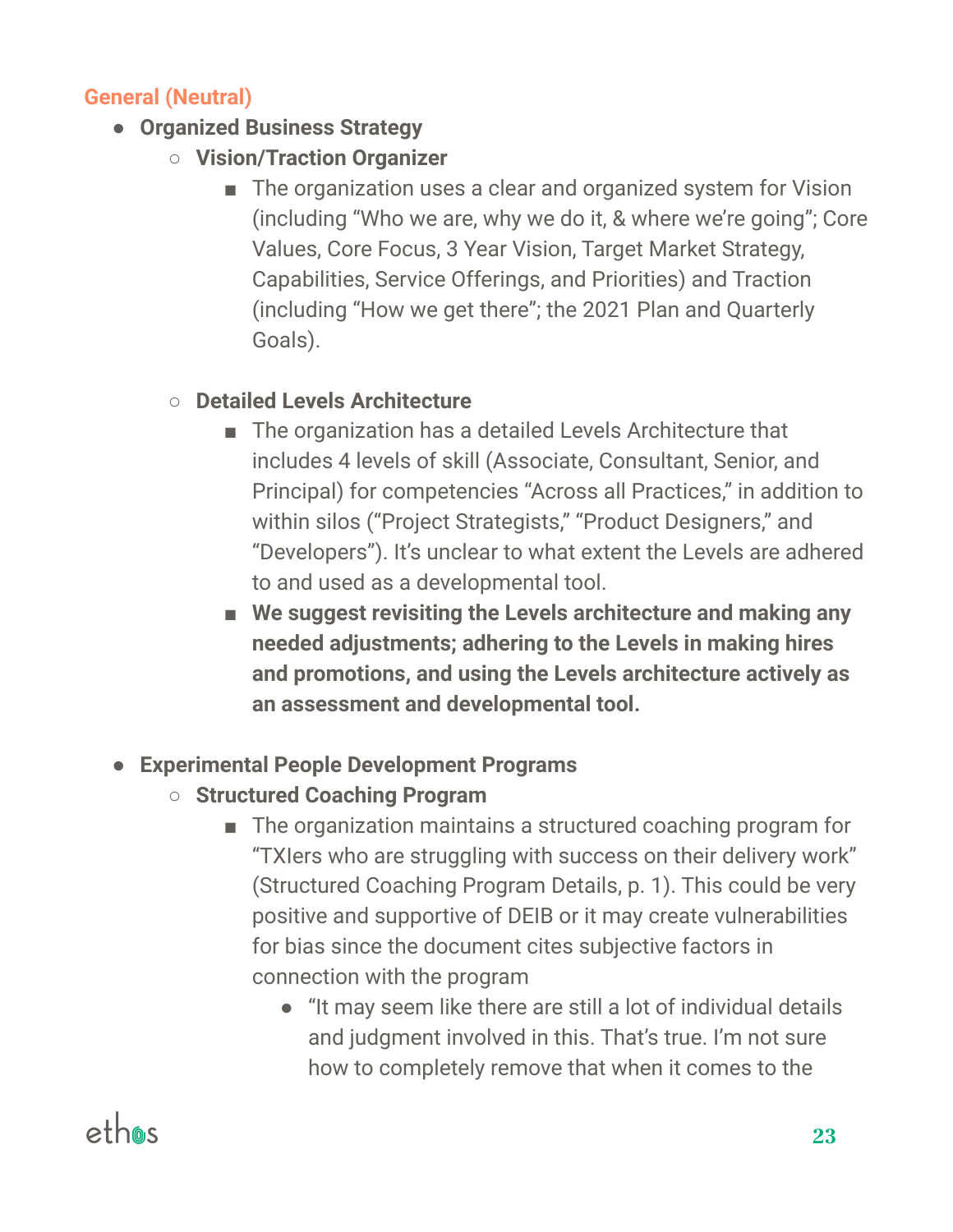### General (Neutral)

- **Organized Business Strategy**
  - **Vision/Traction Organizer**
    - The organization uses a clear and organized system for Vision (including "Who we are, why we do it, & where we're going"; Core Values, Core Focus, 3 Year Vision, Target Market Strategy, Capabilities, Service Offerings, and Priorities) and Traction (including "How we get there"; the 2021 Plan and Quarterly Goals).
  - **Detailed Levels Architecture**
    - The organization has a detailed Levels Architecture that includes 4 levels of skill (Associate, Consultant, Senior, and Principal) for competencies "Across all Practices," in addition to within silos ("Project Strategists," "Product Designers," and "Developers"). It's unclear to what extent the Levels are adhered to and used as a developmental tool.
    - **We suggest revisiting the Levels architecture and making any needed adjustments; adhering to the Levels in making hires and promotions, and using the Levels architecture actively as an assessment and developmental tool.**
- **Experimental People Development Programs**
  - **Structured Coaching Program**
    - The organization maintains a structured coaching program for "TXIers who are struggling with success on their delivery work" (Structured Coaching Program Details, p. 1). This could be very positive and supportive of DEIB or it may create vulnerabilities for bias since the document cites subjective factors in connection with the program
      - "It may seem like there are still a lot of individual details and judgment involved in this. That's true. I'm not sure how to completely remove that when it comes to the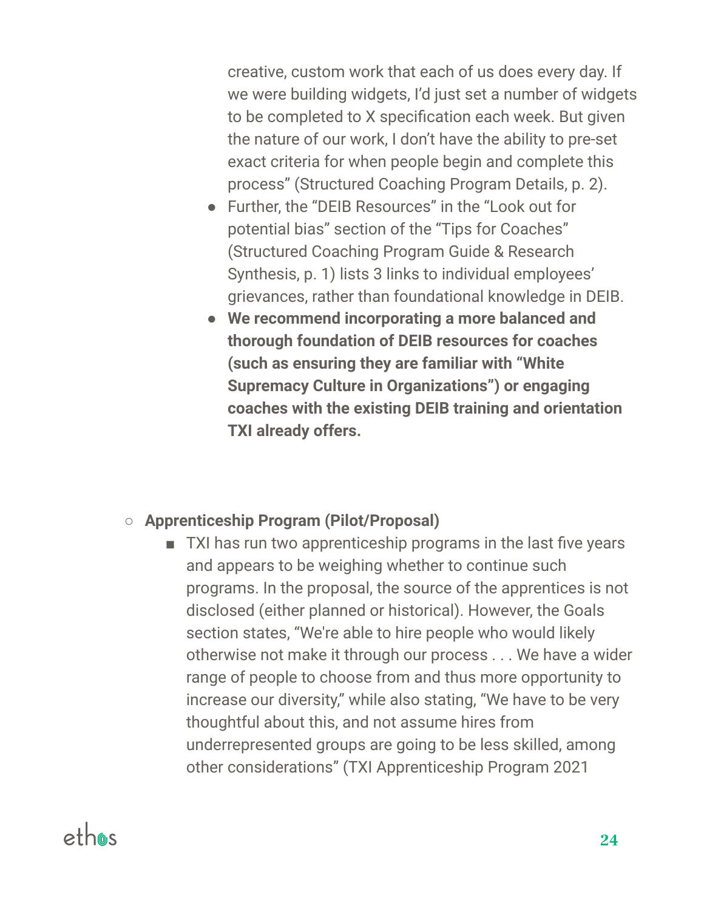creative, custom work that each of us does every day. If we were building widgets, I'd just set a number of widgets to be completed to X specification each week. But given the nature of our work, I don't have the ability to pre-set exact criteria for when people begin and complete this process" (Structured Coaching Program Details, p. 2).

- Further, the "DEIB Resources" in the "Look out for potential bias" section of the "Tips for Coaches" (Structured Coaching Program Guide & Research Synthesis, p. 1) lists 3 links to individual employees' grievances, rather than foundational knowledge in DEIB.
- **We recommend incorporating a more balanced and thorough foundation of DEIB resources for coaches (such as ensuring they are familiar with "White Supremacy Culture in Organizations") or engaging coaches with the existing DEIB training and orientation TXI already offers.**

- **Apprenticeship Program (Pilot/Proposal)**
  - TXI has run two apprenticeship programs in the last five years and appears to be weighing whether to continue such programs. In the proposal, the source of the apprentices is not disclosed (either planned or historical). However, the Goals section states, "We're able to hire people who would likely otherwise not make it through our process . . . We have a wider range of people to choose from and thus more opportunity to increase our diversity," while also stating, "We have to be very thoughtful about this, and not assume hires from underrepresented groups are going to be less skilled, among other considerations" (TXI Apprenticeship Program 2021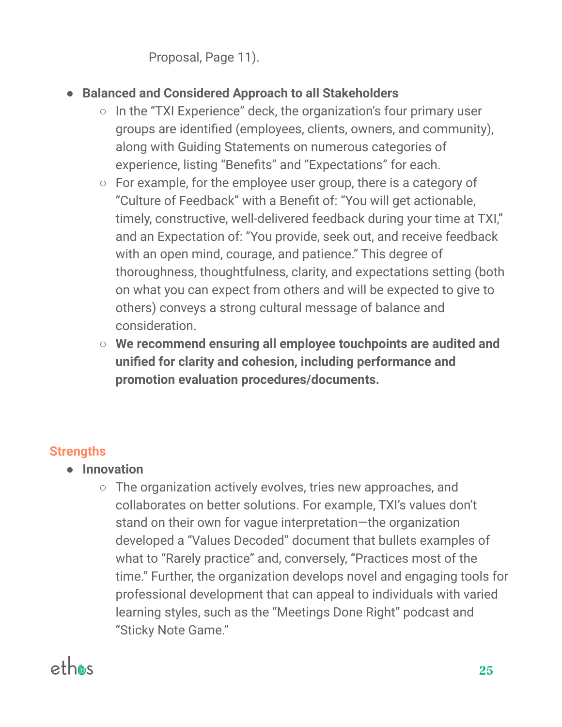Proposal, Page 11).

- **Balanced and Considered Approach to all Stakeholders**
  - In the "TXI Experience" deck, the organization's four primary user groups are identified (employees, clients, owners, and community), along with Guiding Statements on numerous categories of experience, listing "Benefits" and "Expectations" for each.
  - For example, for the employee user group, there is a category of "Culture of Feedback" with a Benefit of: "You will get actionable, timely, constructive, well-delivered feedback during your time at TXI," and an Expectation of: "You provide, seek out, and receive feedback with an open mind, courage, and patience." This degree of thoroughness, thoughtfulness, clarity, and expectations setting (both on what you can expect from others and will be expected to give to others) conveys a strong cultural message of balance and consideration.
  - **We recommend ensuring all employee touchpoints are audited and unified for clarity and cohesion, including performance and promotion evaluation procedures/documents.**

## Strengths

- **Innovation**
  - The organization actively evolves, tries new approaches, and collaborates on better solutions. For example, TXI's values don't stand on their own for vague interpretation—the organization developed a "Values Decoded" document that bullets examples of what to "Rarely practice" and, conversely, "Practices most of the time." Further, the organization develops novel and engaging tools for professional development that can appeal to individuals with varied learning styles, such as the "Meetings Done Right" podcast and "Sticky Note Game."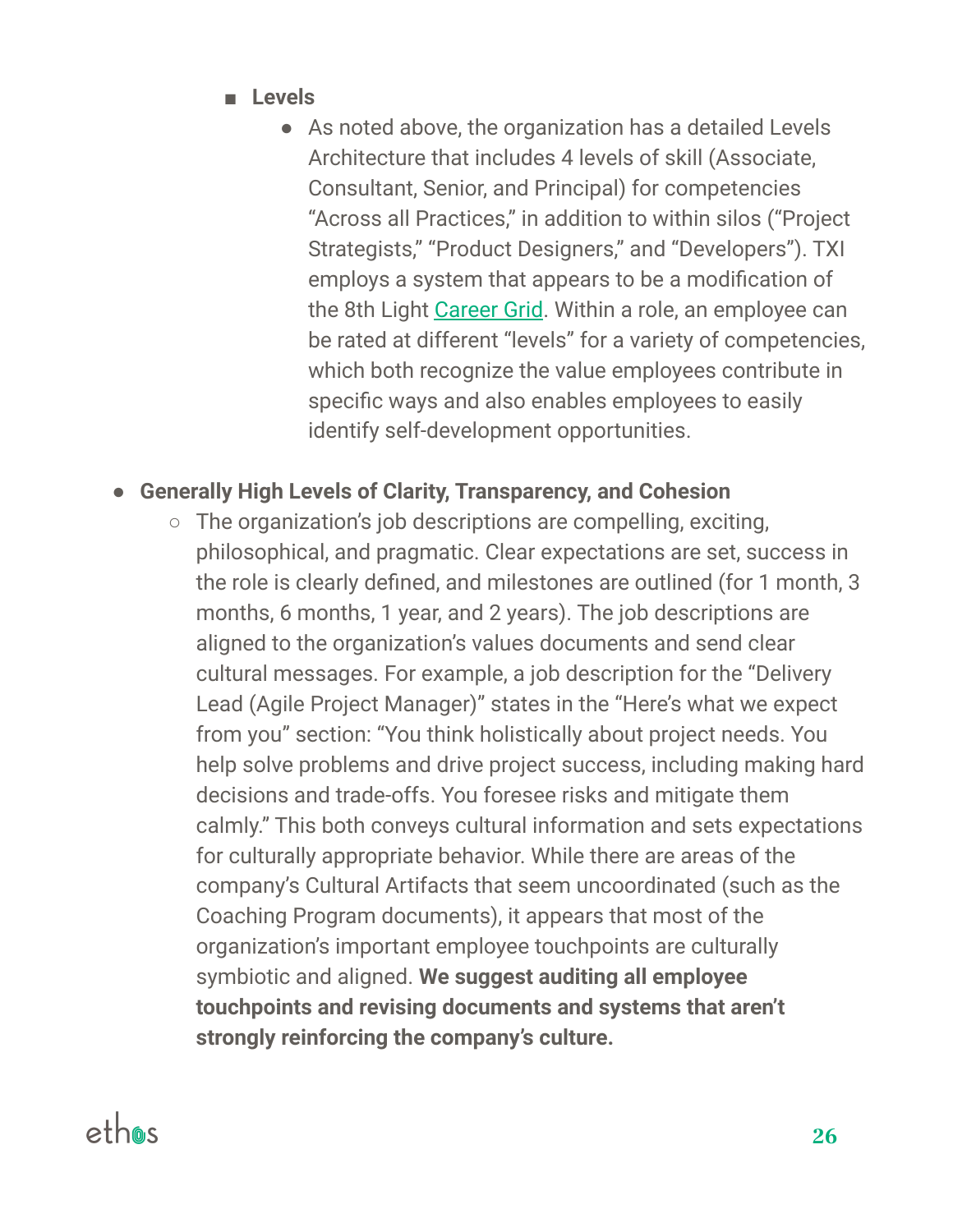- **Levels**
            - As noted above, the organization has a detailed Levels Architecture that includes 4 levels of skill (Associate, Consultant, Senior, and Principal) for competencies "Across all Practices," in addition to within silos ("Project Strategists," "Product Designers," and "Developers"). TXI employs a system that appears to be a modification of the 8th Light Career Grid. Within a role, an employee can be rated at different "levels" for a variety of competencies, which both recognize the value employees contribute in specific ways and also enables employees to easily identify self-development opportunities.

- **Generally High Levels of Clarity, Transparency, and Cohesion**
    - The organization's job descriptions are compelling, exciting, philosophical, and pragmatic. Clear expectations are set, success in the role is clearly defined, and milestones are outlined (for 1 month, 3 months, 6 months, 1 year, and 2 years). The job descriptions are aligned to the organization's values documents and send clear cultural messages. For example, a job description for the "Delivery Lead (Agile Project Manager)" states in the "Here's what we expect from you" section: "You think holistically about project needs. You help solve problems and drive project success, including making hard decisions and trade-offs. You foresee risks and mitigate them calmly." This both conveys cultural information and sets expectations for culturally appropriate behavior. While there are areas of the company's Cultural Artifacts that seem uncoordinated (such as the Coaching Program documents), it appears that most of the organization's important employee touchpoints are culturally symbiotic and aligned. **We suggest auditing all employee touchpoints and revising documents and systems that aren't strongly reinforcing the company's culture.**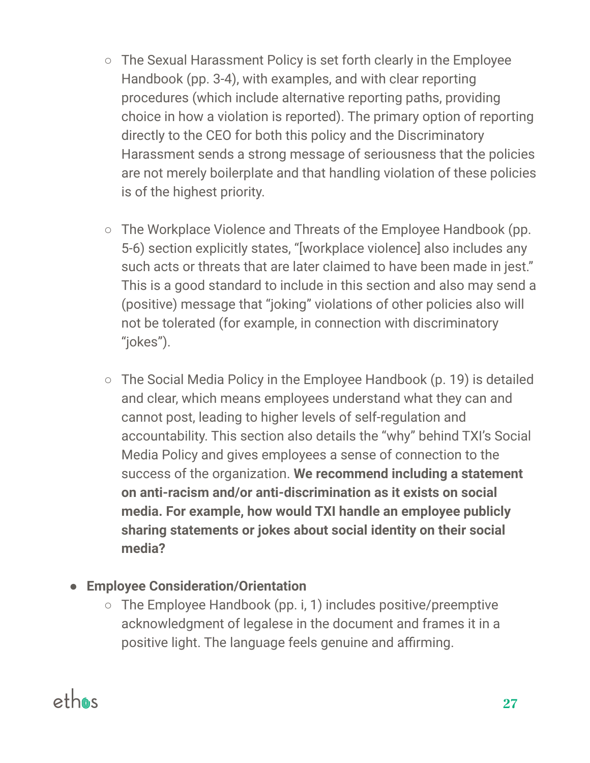- The Sexual Harassment Policy is set forth clearly in the Employee Handbook (pp. 3-4), with examples, and with clear reporting procedures (which include alternative reporting paths, providing choice in how a violation is reported). The primary option of reporting directly to the CEO for both this policy and the Discriminatory Harassment sends a strong message of seriousness that the policies are not merely boilerplate and that handling violation of these policies is of the highest priority.

  - The Workplace Violence and Threats of the Employee Handbook (pp. 5-6) section explicitly states, "[workplace violence] also includes any such acts or threats that are later claimed to have been made in jest." This is a good standard to include in this section and also may send a (positive) message that "joking" violations of other policies also will not be tolerated (for example, in connection with discriminatory "jokes").

  - The Social Media Policy in the Employee Handbook (p. 19) is detailed and clear, which means employees understand what they can and cannot post, leading to higher levels of self-regulation and accountability. This section also details the "why" behind TXI's Social Media Policy and gives employees a sense of connection to the success of the organization. **We recommend including a statement on anti-racism and/or anti-discrimination as it exists on social media. For example, how would TXI handle an employee publicly sharing statements or jokes about social identity on their social media?**

- **Employee Consideration/Orientation**
  - The Employee Handbook (pp. i, 1) includes positive/preemptive acknowledgment of legalese in the document and frames it in a positive light. The language feels genuine and affirming.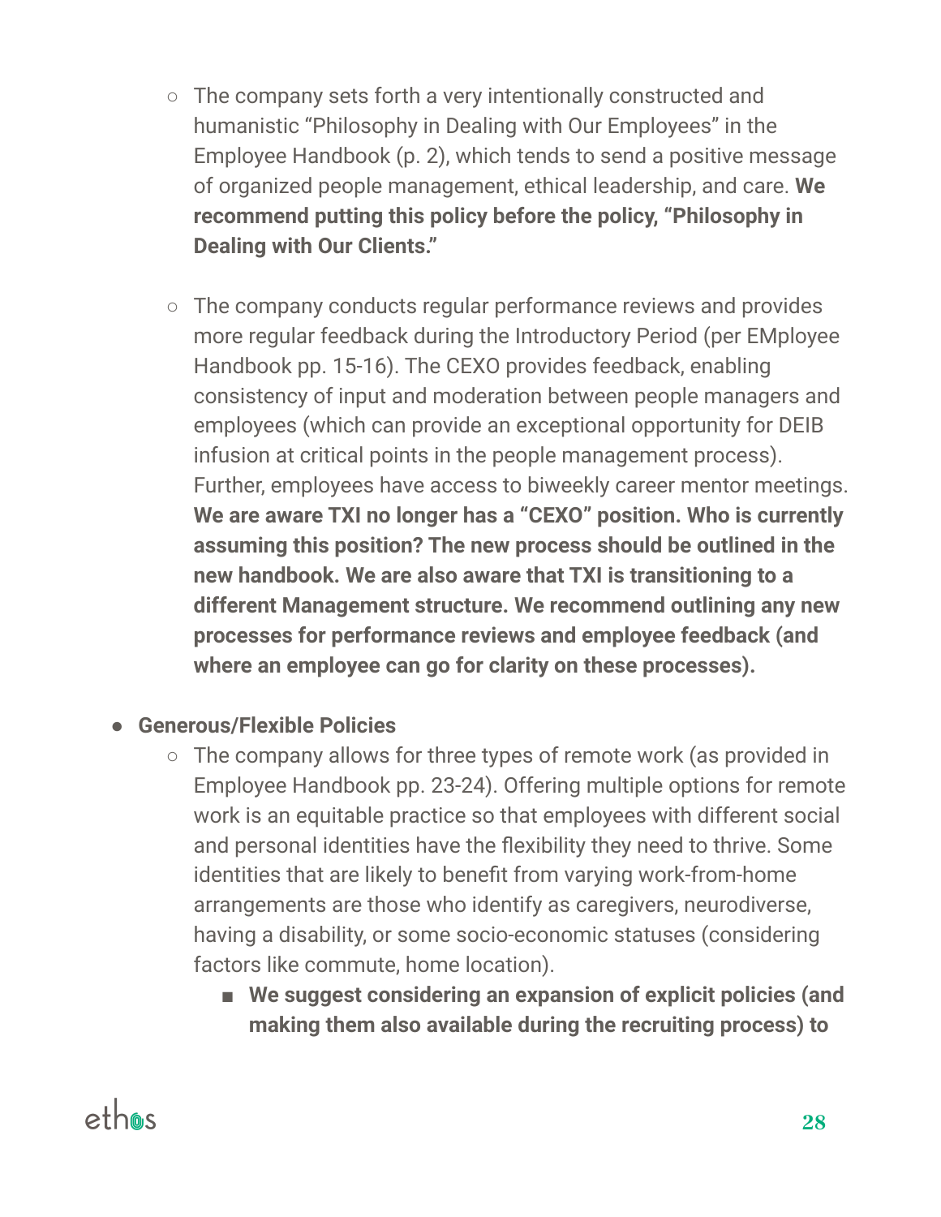- The company sets forth a very intentionally constructed and humanistic "Philosophy in Dealing with Our Employees" in the Employee Handbook (p. 2), which tends to send a positive message of organized people management, ethical leadership, and care. **We recommend putting this policy before the policy, "Philosophy in Dealing with Our Clients."**

- The company conducts regular performance reviews and provides more regular feedback during the Introductory Period (per EMployee Handbook pp. 15-16). The CEXO provides feedback, enabling consistency of input and moderation between people managers and employees (which can provide an exceptional opportunity for DEIB infusion at critical points in the people management process). Further, employees have access to biweekly career mentor meetings. **We are aware TXI no longer has a "CEXO" position. Who is currently assuming this position? The new process should be outlined in the new handbook. We are also aware that TXI is transitioning to a different Management structure. We recommend outlining any new processes for performance reviews and employee feedback (and where an employee can go for clarity on these processes).**

- **Generous/Flexible Policies**
  - The company allows for three types of remote work (as provided in Employee Handbook pp. 23-24). Offering multiple options for remote work is an equitable practice so that employees with different social and personal identities have the flexibility they need to thrive. Some identities that are likely to benefit from varying work-from-home arrangements are those who identify as caregivers, neurodiverse, having a disability, or some socio-economic statuses (considering factors like commute, home location).
    - **We suggest considering an expansion of explicit policies (and making them also available during the recruiting process) to**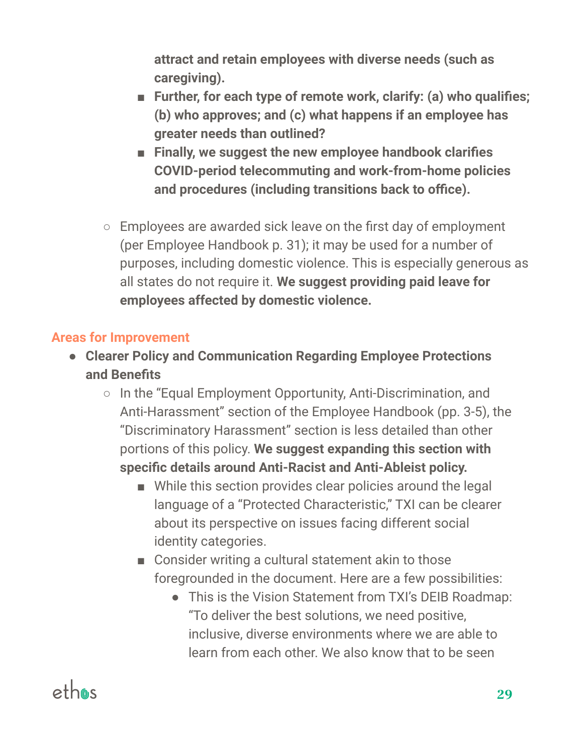- **attract and retain employees with diverse needs (such as caregiving).**
        - **Further, for each type of remote work, clarify: (a) who qualifies; (b) who approves; and (c) what happens if an employee has greater needs than outlined?**
        - **Finally, we suggest the new employee handbook clarifies COVID-period telecommuting and work-from-home policies and procedures (including transitions back to office).**
    - Employees are awarded sick leave on the first day of employment (per Employee Handbook p. 31); it may be used for a number of purposes, including domestic violence. This is especially generous as all states do not require it. **We suggest providing paid leave for employees affected by domestic violence.**

### Areas for Improvement

- **Clearer Policy and Communication Regarding Employee Protections and Benefits**
    - In the "Equal Employment Opportunity, Anti-Discrimination, and Anti-Harassment" section of the Employee Handbook (pp. 3-5), the "Discriminatory Harassment" section is less detailed than other portions of this policy. **We suggest expanding this section with specific details around Anti-Racist and Anti-Ableist policy.**
        - While this section provides clear policies around the legal language of a "Protected Characteristic," TXI can be clearer about its perspective on issues facing different social identity categories.
        - Consider writing a cultural statement akin to those foregrounded in the document. Here are a few possibilities:
            - This is the Vision Statement from TXI's DEIB Roadmap: "To deliver the best solutions, we need positive, inclusive, diverse environments where we are able to learn from each other. We also know that to be seen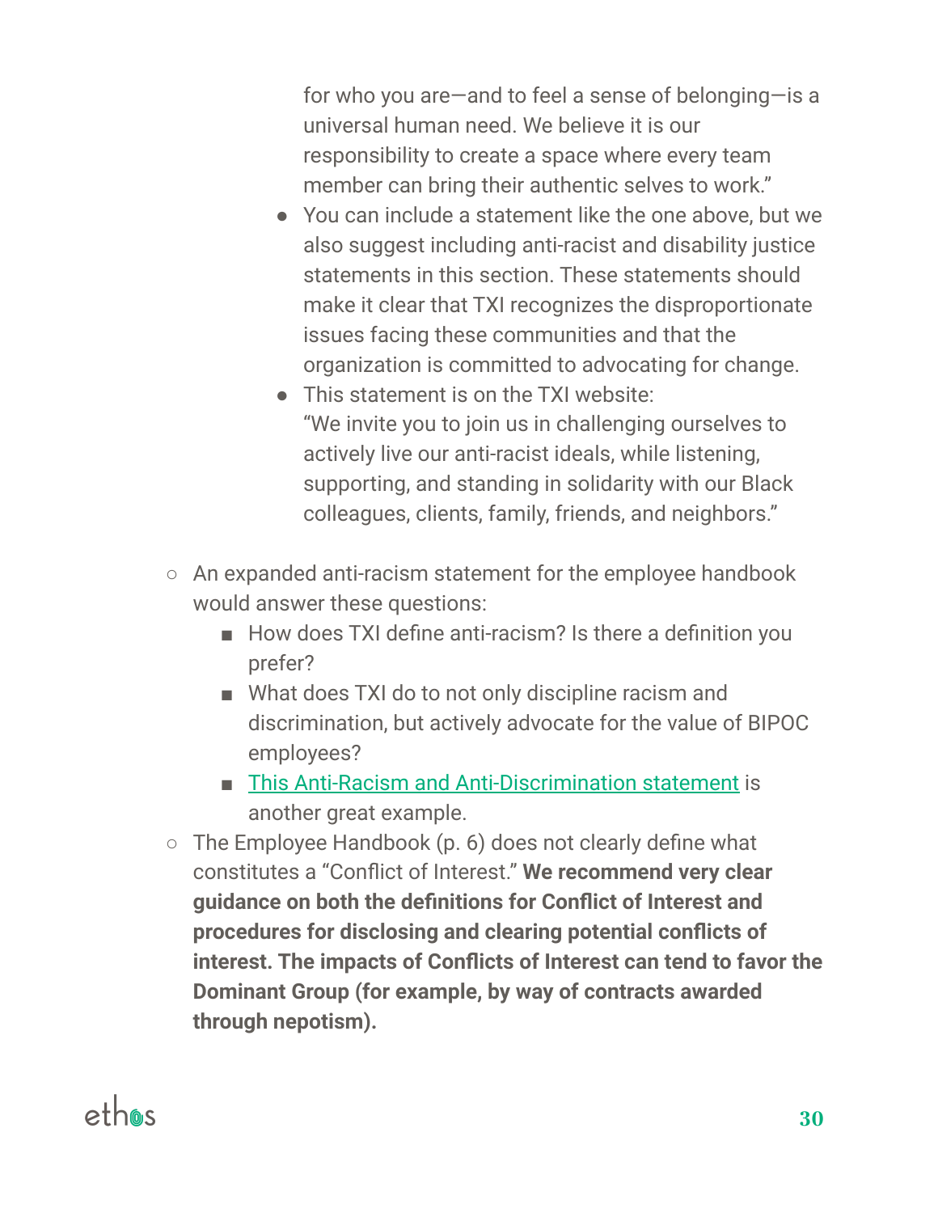for who you are—and to feel a sense of belonging—is a universal human need. We believe it is our responsibility to create a space where every team member can bring their authentic selves to work."

        - You can include a statement like the one above, but we also suggest including anti-racist and disability justice statements in this section. These statements should make it clear that TXI recognizes the disproportionate issues facing these communities and that the organization is committed to advocating for change.
        - This statement is on the TXI website:
          "We invite you to join us in challenging ourselves to actively live our anti-racist ideals, while listening, supporting, and standing in solidarity with our Black colleagues, clients, family, friends, and neighbors."

- An expanded anti-racism statement for the employee handbook would answer these questions:
    - How does TXI define anti-racism? Is there a definition you prefer?
    - What does TXI do to not only discipline racism and discrimination, but actively advocate for the value of BIPOC employees?
    - This Anti-Racism and Anti-Discrimination statement is another great example.
- The Employee Handbook (p. 6) does not clearly define what constitutes a "Conflict of Interest." **We recommend very clear guidance on both the definitions for Conflict of Interest and procedures for disclosing and clearing potential conflicts of interest. The impacts of Conflicts of Interest can tend to favor the Dominant Group (for example, by way of contracts awarded through nepotism).**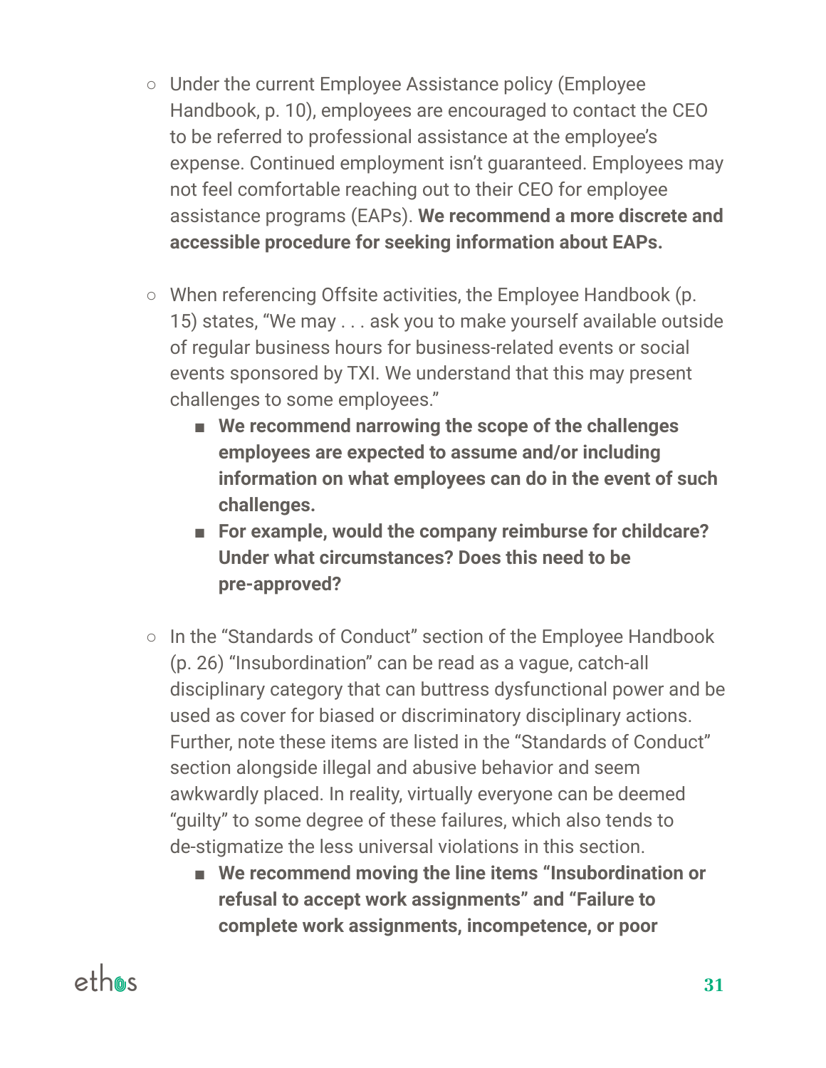- Under the current Employee Assistance policy (Employee Handbook, p. 10), employees are encouraged to contact the CEO to be referred to professional assistance at the employee's expense. Continued employment isn't guaranteed. Employees may not feel comfortable reaching out to their CEO for employee assistance programs (EAPs). **We recommend a more discrete and accessible procedure for seeking information about EAPs.**

- When referencing Offsite activities, the Employee Handbook (p. 15) states, "We may . . . ask you to make yourself available outside of regular business hours for business-related events or social events sponsored by TXI. We understand that this may present challenges to some employees."
    - **We recommend narrowing the scope of the challenges employees are expected to assume and/or including information on what employees can do in the event of such challenges.**
    - **For example, would the company reimburse for childcare? Under what circumstances? Does this need to be pre-approved?**

- In the "Standards of Conduct" section of the Employee Handbook (p. 26) "Insubordination" can be read as a vague, catch-all disciplinary category that can buttress dysfunctional power and be used as cover for biased or discriminatory disciplinary actions. Further, note these items are listed in the "Standards of Conduct" section alongside illegal and abusive behavior and seem awkwardly placed. In reality, virtually everyone can be deemed "guilty" to some degree of these failures, which also tends to de-stigmatize the less universal violations in this section.
    - **We recommend moving the line items "Insubordination or refusal to accept work assignments" and "Failure to complete work assignments, incompetence, or poor**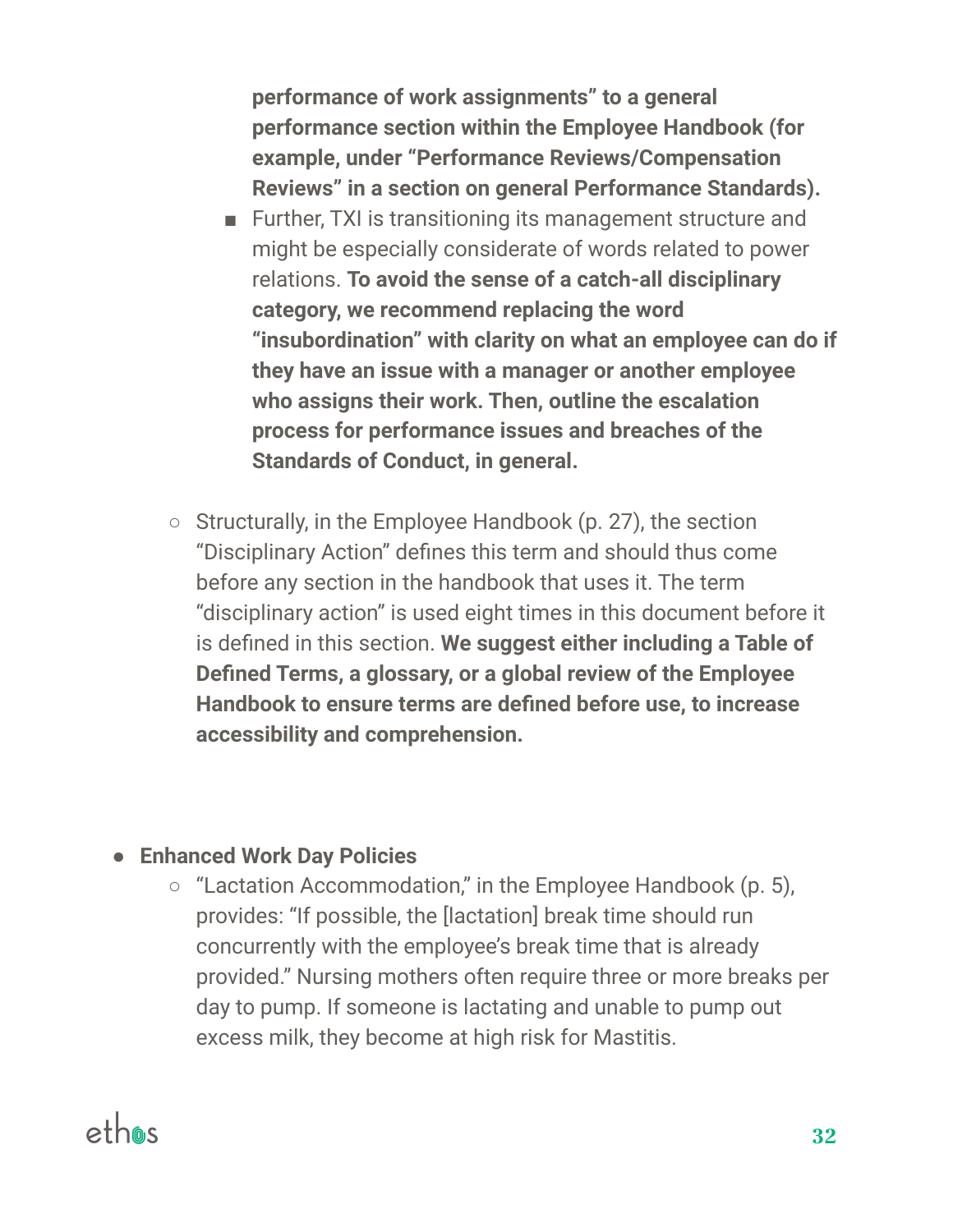**performance of work assignments" to a general performance section within the Employee Handbook (for example, under "Performance Reviews/Compensation Reviews" in a section on general Performance Standards).**
    - Further, TXI is transitioning its management structure and might be especially considerate of words related to power relations. **To avoid the sense of a catch-all disciplinary category, we recommend replacing the word "insubordination" with clarity on what an employee can do if they have an issue with a manager or another employee who assigns their work. Then, outline the escalation process for performance issues and breaches of the Standards of Conduct, in general.**

  - Structurally, in the Employee Handbook (p. 27), the section "Disciplinary Action" defines this term and should thus come before any section in the handbook that uses it. The term "disciplinary action" is used eight times in this document before it is defined in this section. **We suggest either including a Table of Defined Terms, a glossary, or a global review of the Employee Handbook to ensure terms are defined before use, to increase accessibility and comprehension.**

- **Enhanced Work Day Policies**
  - "Lactation Accommodation," in the Employee Handbook (p. 5), provides: "If possible, the [lactation] break time should run concurrently with the employee's break time that is already provided." Nursing mothers often require three or more breaks per day to pump. If someone is lactating and unable to pump out excess milk, they become at high risk for Mastitis.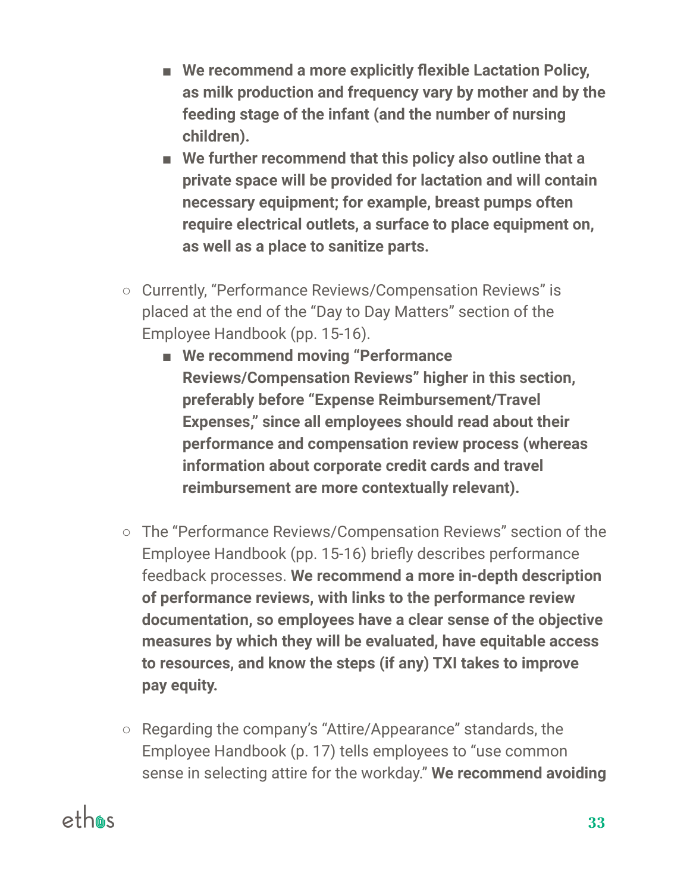- **We recommend a more explicitly flexible Lactation Policy, as milk production and frequency vary by mother and by the feeding stage of the infant (and the number of nursing children).**
- **We further recommend that this policy also outline that a private space will be provided for lactation and will contain necessary equipment; for example, breast pumps often require electrical outlets, a surface to place equipment on, as well as a place to sanitize parts.**

- Currently, "Performance Reviews/Compensation Reviews" is placed at the end of the "Day to Day Matters" section of the Employee Handbook (pp. 15-16).
  - **We recommend moving "Performance Reviews/Compensation Reviews" higher in this section, preferably before "Expense Reimbursement/Travel Expenses," since all employees should read about their performance and compensation review process (whereas information about corporate credit cards and travel reimbursement are more contextually relevant).**

- The "Performance Reviews/Compensation Reviews" section of the Employee Handbook (pp. 15-16) briefly describes performance feedback processes. **We recommend a more in-depth description of performance reviews, with links to the performance review documentation, so employees have a clear sense of the objective measures by which they will be evaluated, have equitable access to resources, and know the steps (if any) TXI takes to improve pay equity.**

- Regarding the company's "Attire/Appearance" standards, the Employee Handbook (p. 17) tells employees to "use common sense in selecting attire for the workday." **We recommend avoiding**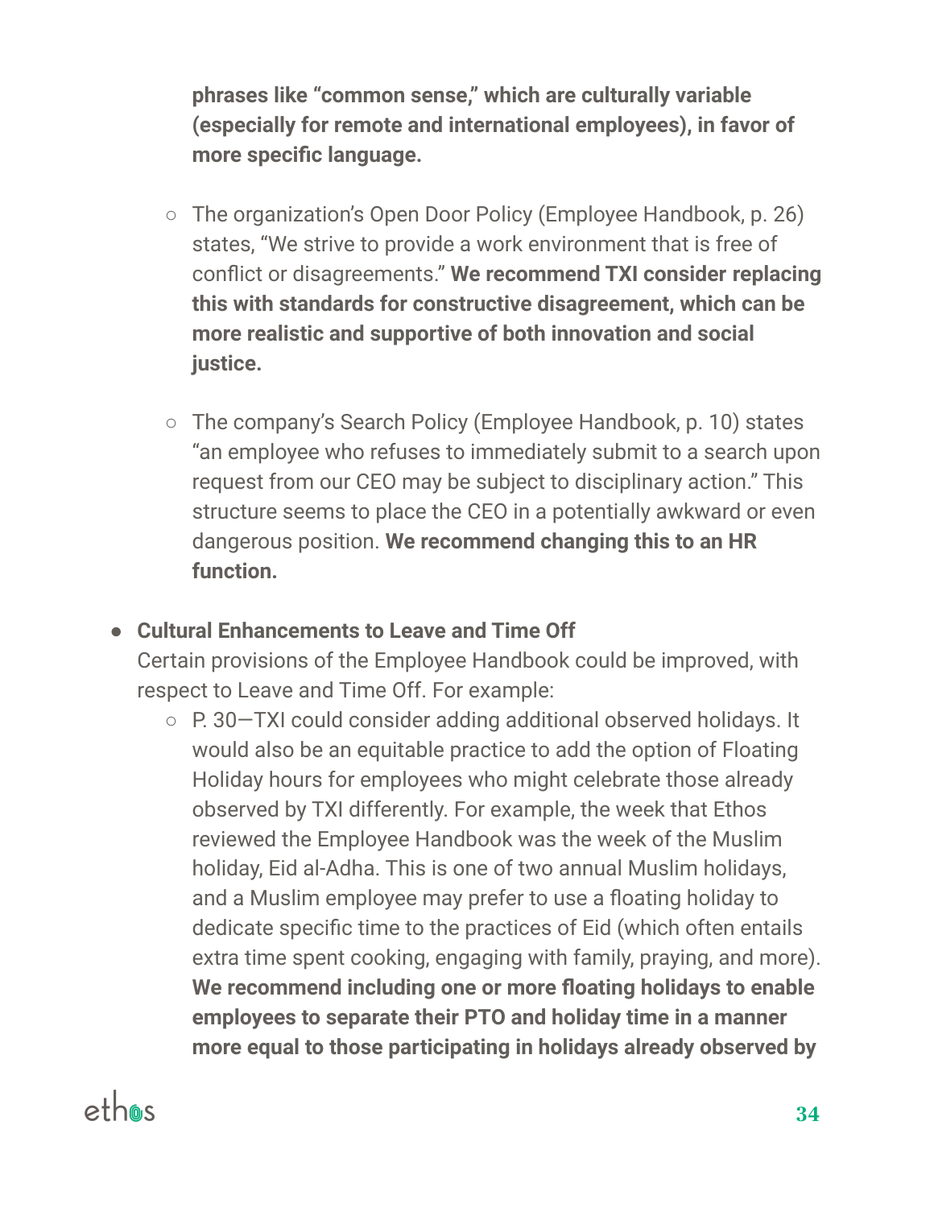**phrases like "common sense," which are culturally variable (especially for remote and international employees), in favor of more specific language.**

  - The organization's Open Door Policy (Employee Handbook, p. 26) states, "We strive to provide a work environment that is free of conflict or disagreements." **We recommend TXI consider replacing this with standards for constructive disagreement, which can be more realistic and supportive of both innovation and social justice.**

  - The company's Search Policy (Employee Handbook, p. 10) states "an employee who refuses to immediately submit to a search upon request from our CEO may be subject to disciplinary action." This structure seems to place the CEO in a potentially awkward or even dangerous position. **We recommend changing this to an HR function.**

- **Cultural Enhancements to Leave and Time Off**
  Certain provisions of the Employee Handbook could be improved, with respect to Leave and Time Off. For example:
  - P. 30—TXI could consider adding additional observed holidays. It would also be an equitable practice to add the option of Floating Holiday hours for employees who might celebrate those already observed by TXI differently. For example, the week that Ethos reviewed the Employee Handbook was the week of the Muslim holiday, Eid al-Adha. This is one of two annual Muslim holidays, and a Muslim employee may prefer to use a floating holiday to dedicate specific time to the practices of Eid (which often entails extra time spent cooking, engaging with family, praying, and more). **We recommend including one or more floating holidays to enable employees to separate their PTO and holiday time in a manner more equal to those participating in holidays already observed by**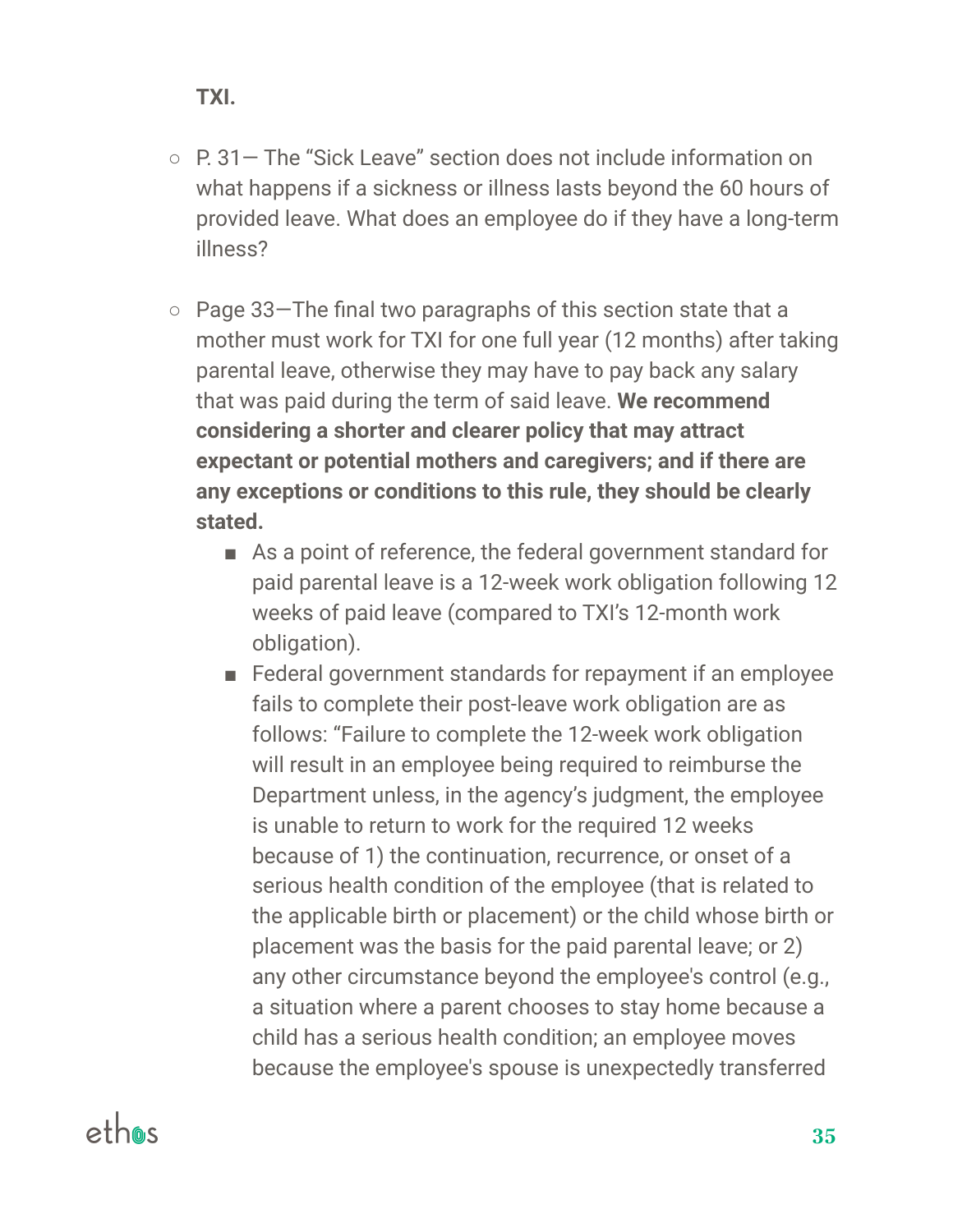**TXI.**

- P. 31— The "Sick Leave" section does not include information on what happens if a sickness or illness lasts beyond the 60 hours of provided leave. What does an employee do if they have a long-term illness?

- Page 33—The final two paragraphs of this section state that a mother must work for TXI for one full year (12 months) after taking parental leave, otherwise they may have to pay back any salary that was paid during the term of said leave. **We recommend considering a shorter and clearer policy that may attract expectant or potential mothers and caregivers; and if there are any exceptions or conditions to this rule, they should be clearly stated.**
  - As a point of reference, the federal government standard for paid parental leave is a 12-week work obligation following 12 weeks of paid leave (compared to TXI's 12-month work obligation).
  - Federal government standards for repayment if an employee fails to complete their post-leave work obligation are as follows: "Failure to complete the 12-week work obligation will result in an employee being required to reimburse the Department unless, in the agency's judgment, the employee is unable to return to work for the required 12 weeks because of 1) the continuation, recurrence, or onset of a serious health condition of the employee (that is related to the applicable birth or placement) or the child whose birth or placement was the basis for the paid parental leave; or 2) any other circumstance beyond the employee's control (e.g., a situation where a parent chooses to stay home because a child has a serious health condition; an employee moves because the employee's spouse is unexpectedly transferred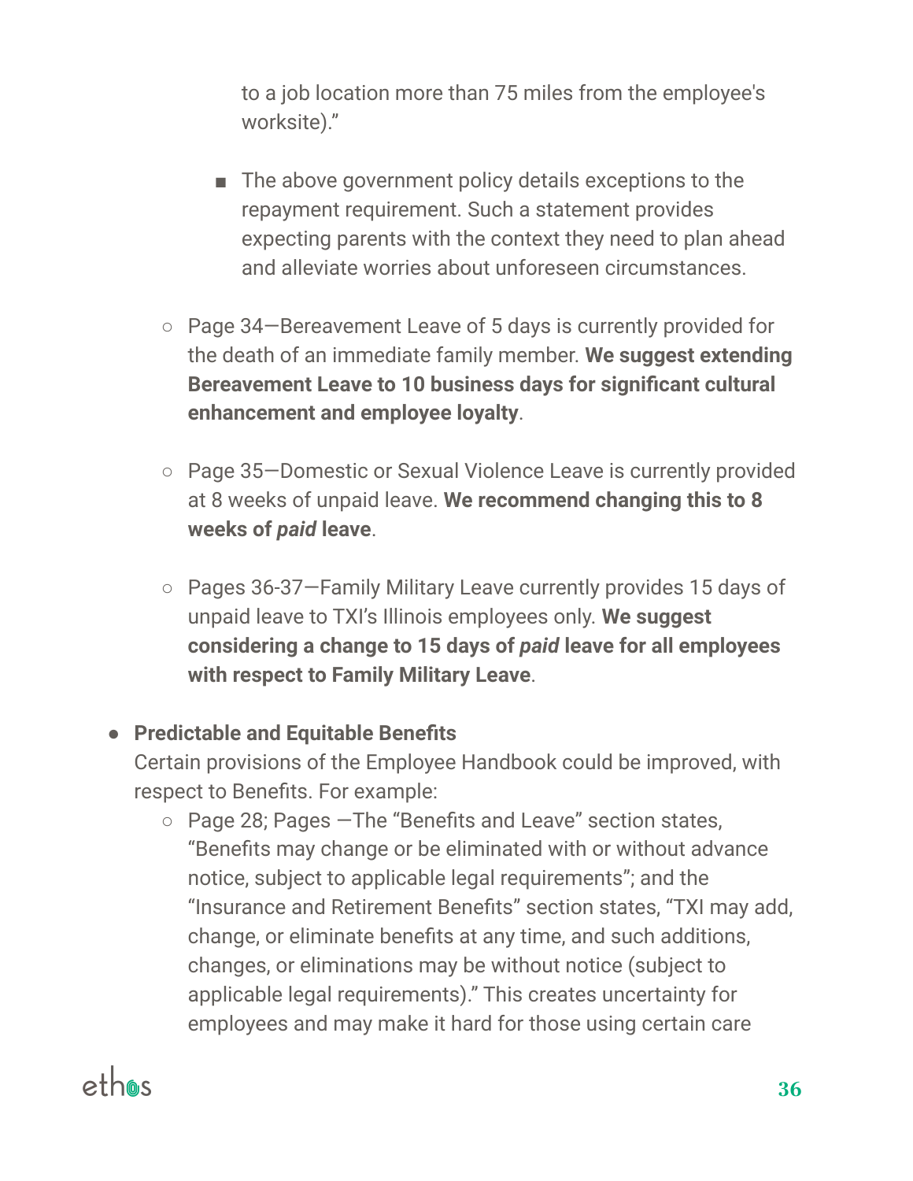to a job location more than 75 miles from the employee's worksite)."

        - The above government policy details exceptions to the repayment requirement. Such a statement provides expecting parents with the context they need to plan ahead and alleviate worries about unforeseen circumstances.

    - Page 34—Bereavement Leave of 5 days is currently provided for the death of an immediate family member. **We suggest extending Bereavement Leave to 10 business days for significant cultural enhancement and employee loyalty**.

    - Page 35—Domestic or Sexual Violence Leave is currently provided at 8 weeks of unpaid leave. **We recommend changing this to 8 weeks of *paid* leave**.

    - Pages 36-37—Family Military Leave currently provides 15 days of unpaid leave to TXI's Illinois employees only. **We suggest considering a change to 15 days of *paid* leave for all employees with respect to Family Military Leave**.

- **Predictable and Equitable Benefits**
  Certain provisions of the Employee Handbook could be improved, with respect to Benefits. For example:
    - Page 28; Pages —The "Benefits and Leave" section states, "Benefits may change or be eliminated with or without advance notice, subject to applicable legal requirements"; and the "Insurance and Retirement Benefits" section states, "TXI may add, change, or eliminate benefits at any time, and such additions, changes, or eliminations may be without notice (subject to applicable legal requirements)." This creates uncertainty for employees and may make it hard for those using certain care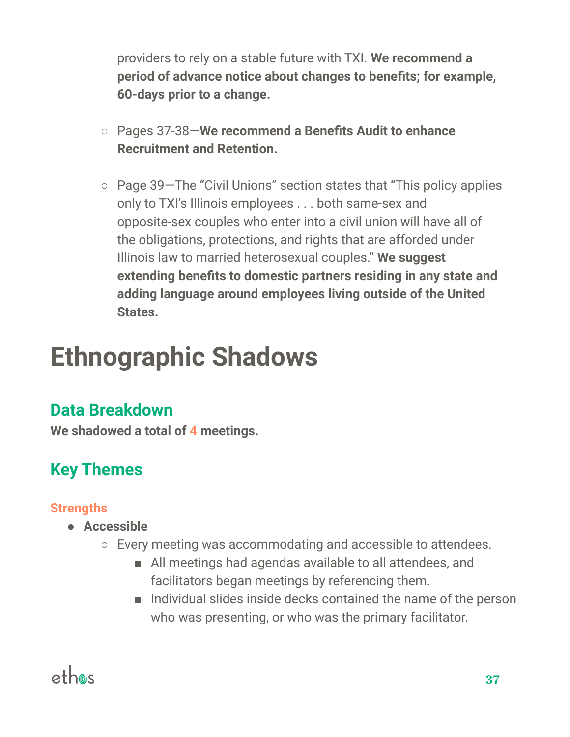providers to rely on a stable future with TXI. **We recommend a period of advance notice about changes to benefits; for example, 60-days prior to a change.**

  - Pages 37-38—**We recommend a Benefits Audit to enhance Recruitment and Retention.**

  - Page 39—The "Civil Unions" section states that "This policy applies only to TXI's Illinois employees . . . both same-sex and opposite-sex couples who enter into a civil union will have all of the obligations, protections, and rights that are afforded under Illinois law to married heterosexual couples." **We suggest extending benefits to domestic partners residing in any state and adding language around employees living outside of the United States.**

# Ethnographic Shadows

## Data Breakdown

**We shadowed a total of 4 meetings.**

## Key Themes

### Strengths

- **Accessible**
  - Every meeting was accommodating and accessible to attendees.
    - All meetings had agendas available to all attendees, and facilitators began meetings by referencing them.
    - Individual slides inside decks contained the name of the person who was presenting, or who was the primary facilitator.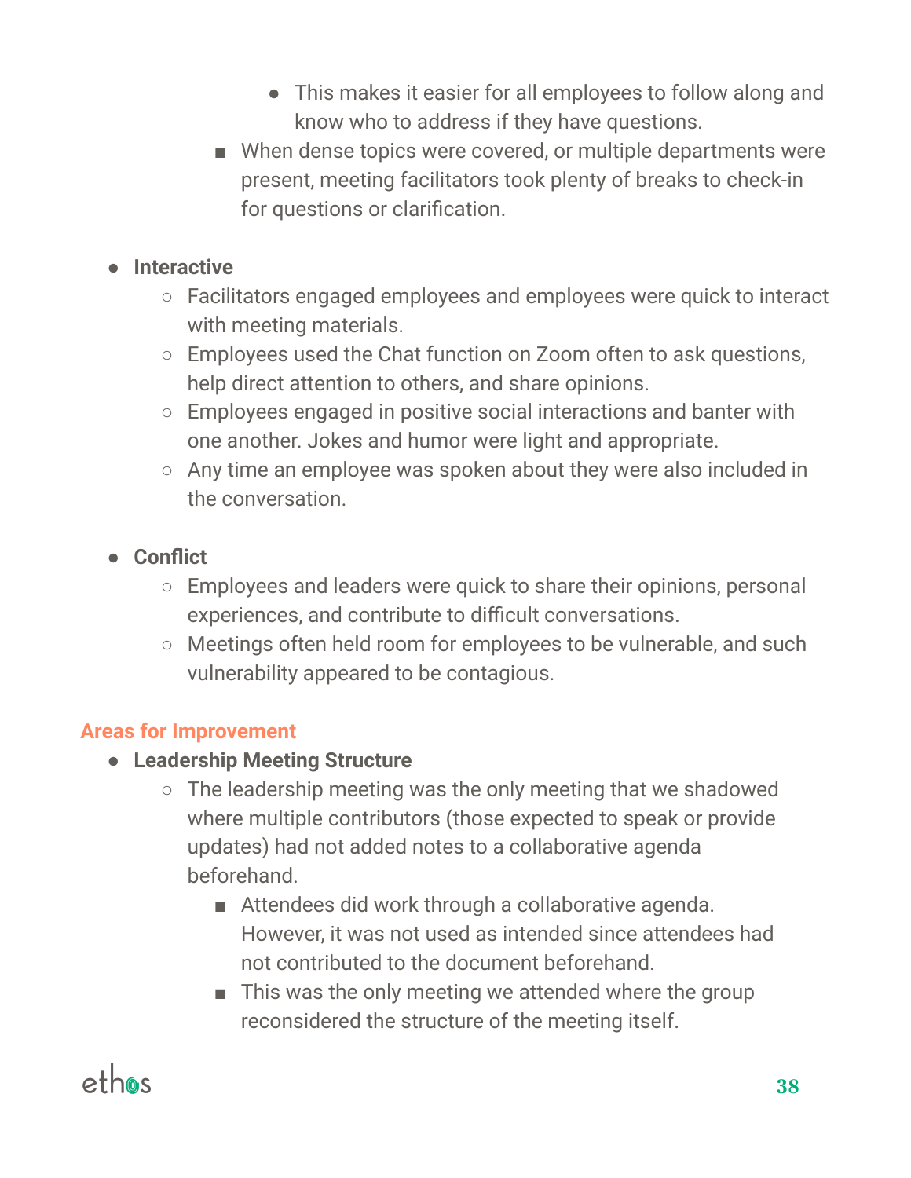- This makes it easier for all employees to follow along and know who to address if they have questions.
        - When dense topics were covered, or multiple departments were present, meeting facilitators took plenty of breaks to check-in for questions or clarification.

- **Interactive**
    - Facilitators engaged employees and employees were quick to interact with meeting materials.
    - Employees used the Chat function on Zoom often to ask questions, help direct attention to others, and share opinions.
    - Employees engaged in positive social interactions and banter with one another. Jokes and humor were light and appropriate.
    - Any time an employee was spoken about they were also included in the conversation.

- **Conflict**
    - Employees and leaders were quick to share their opinions, personal experiences, and contribute to difficult conversations.
    - Meetings often held room for employees to be vulnerable, and such vulnerability appeared to be contagious.

## Areas for Improvement

- **Leadership Meeting Structure**
    - The leadership meeting was the only meeting that we shadowed where multiple contributors (those expected to speak or provide updates) had not added notes to a collaborative agenda beforehand.
        - Attendees did work through a collaborative agenda. However, it was not used as intended since attendees had not contributed to the document beforehand.
        - This was the only meeting we attended where the group reconsidered the structure of the meeting itself.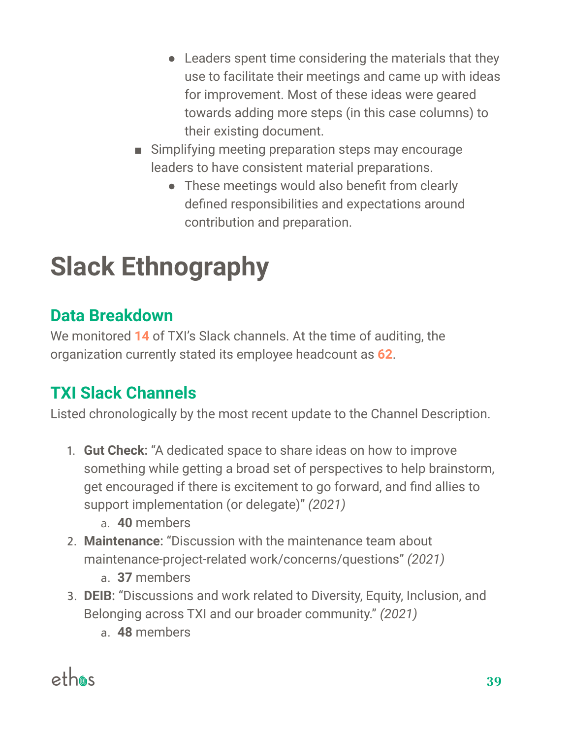- Leaders spent time considering the materials that they use to facilitate their meetings and came up with ideas for improvement. Most of these ideas were geared towards adding more steps (in this case columns) to their existing document.
    - Simplifying meeting preparation steps may encourage leaders to have consistent material preparations.
        - These meetings would also benefit from clearly defined responsibilities and expectations around contribution and preparation.

# Slack Ethnography

## Data Breakdown

We monitored **14** of TXI's Slack channels. At the time of auditing, the organization currently stated its employee headcount as **62**.

## TXI Slack Channels

Listed chronologically by the most recent update to the Channel Description.

1. **Gut Check**: "A dedicated space to share ideas on how to improve something while getting a broad set of perspectives to help brainstorm, get encouraged if there is excitement to go forward, and find allies to support implementation (or delegate)" *(2021)*
    a. **40** members
2. **Maintenance**: "Discussion with the maintenance team about maintenance-project-related work/concerns/questions" *(2021)*
    a. **37** members
3. **DEIB**: "Discussions and work related to Diversity, Equity, Inclusion, and Belonging across TXI and our broader community." *(2021)*
    a. **48** members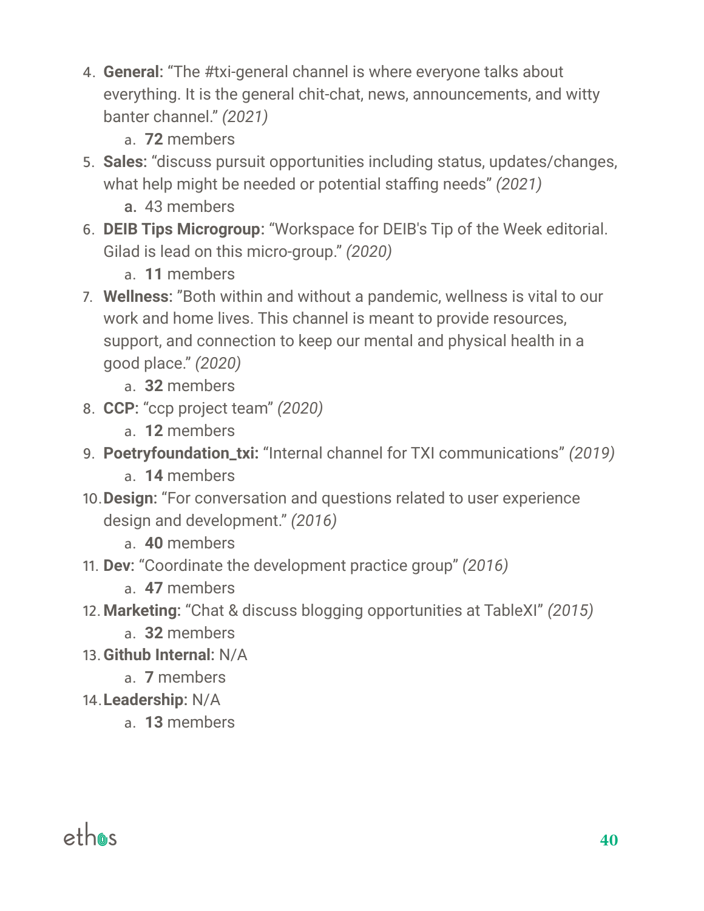4. **General:** "The #txi-general channel is where everyone talks about everything. It is the general chit-chat, news, announcements, and witty banter channel." *(2021)*
    a. **72** members
5. **Sales:** "discuss pursuit opportunities including status, updates/changes, what help might be needed or potential staffing needs" *(2021)*
    a. 43 members
6. **DEIB Tips Microgroup:** "Workspace for DEIB's Tip of the Week editorial. Gilad is lead on this micro-group." *(2020)*
    a. **11** members
7. **Wellness:** "Both within and without a pandemic, wellness is vital to our work and home lives. This channel is meant to provide resources, support, and connection to keep our mental and physical health in a good place." *(2020)*
    a. **32** members
8. **CCP:** "ccp project team" *(2020)*
    a. **12** members
9. **Poetryfoundation_txi:** "Internal channel for TXI communications" *(2019)*
    a. **14** members
10. **Design:** "For conversation and questions related to user experience design and development." *(2016)*
    a. **40** members
11. **Dev:** "Coordinate the development practice group" *(2016)*
    a. **47** members
12. **Marketing:** "Chat & discuss blogging opportunities at TableXI" *(2015)*
    a. **32** members
13. **Github Internal:** N/A
    a. **7** members
14. **Leadership:** N/A
    a. **13** members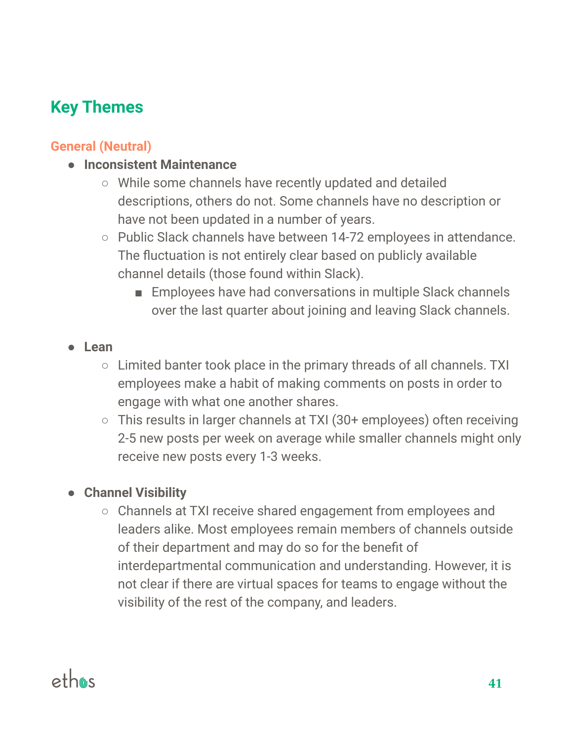## Key Themes

### General (Neutral)

- **Inconsistent Maintenance**
    - While some channels have recently updated and detailed descriptions, others do not. Some channels have no description or have not been updated in a number of years.
    - Public Slack channels have between 14-72 employees in attendance. The fluctuation is not entirely clear based on publicly available channel details (those found within Slack).
        - Employees have had conversations in multiple Slack channels over the last quarter about joining and leaving Slack channels.

- **Lean**
    - Limited banter took place in the primary threads of all channels. TXI employees make a habit of making comments on posts in order to engage with what one another shares.
    - This results in larger channels at TXI (30+ employees) often receiving 2-5 new posts per week on average while smaller channels might only receive new posts every 1-3 weeks.

- **Channel Visibility**
    - Channels at TXI receive shared engagement from employees and leaders alike. Most employees remain members of channels outside of their department and may do so for the benefit of interdepartmental communication and understanding. However, it is not clear if there are virtual spaces for teams to engage without the visibility of the rest of the company, and leaders.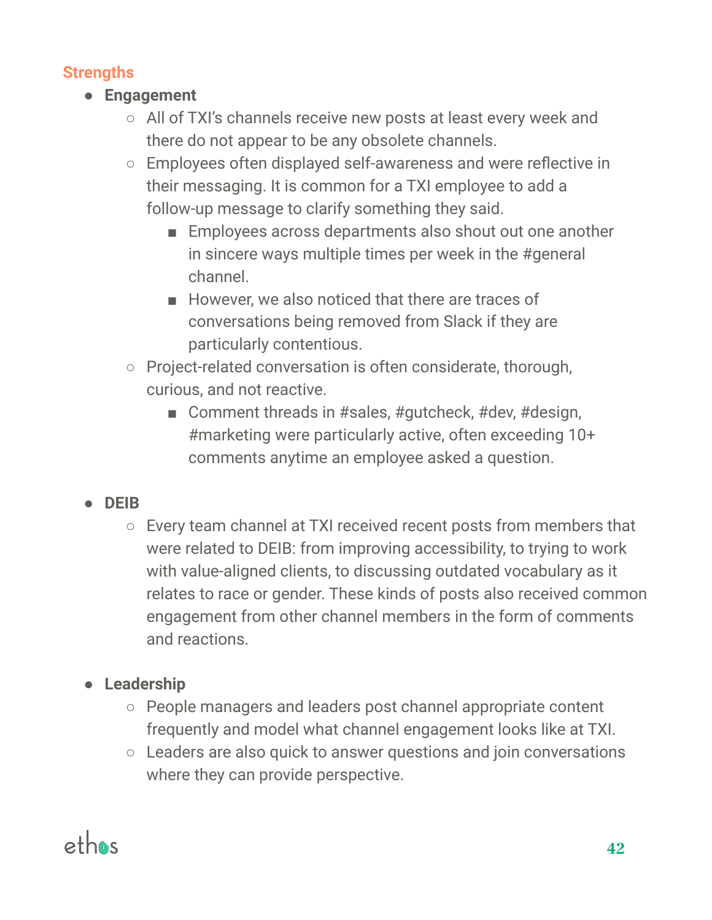### Strengths

- **Engagement**
  - All of TXI's channels receive new posts at least every week and there do not appear to be any obsolete channels.
  - Employees often displayed self-awareness and were reflective in their messaging. It is common for a TXI employee to add a follow-up message to clarify something they said.
    - Employees across departments also shout out one another in sincere ways multiple times per week in the #general channel.
    - However, we also noticed that there are traces of conversations being removed from Slack if they are particularly contentious.
  - Project-related conversation is often considerate, thorough, curious, and not reactive.
    - Comment threads in #sales, #gutcheck, #dev, #design, #marketing were particularly active, often exceeding 10+ comments anytime an employee asked a question.

- **DEIB**
  - Every team channel at TXI received recent posts from members that were related to DEIB: from improving accessibility, to trying to work with value-aligned clients, to discussing outdated vocabulary as it relates to race or gender. These kinds of posts also received common engagement from other channel members in the form of comments and reactions.

- **Leadership**
  - People managers and leaders post channel appropriate content frequently and model what channel engagement looks like at TXI.
  - Leaders are also quick to answer questions and join conversations where they can provide perspective.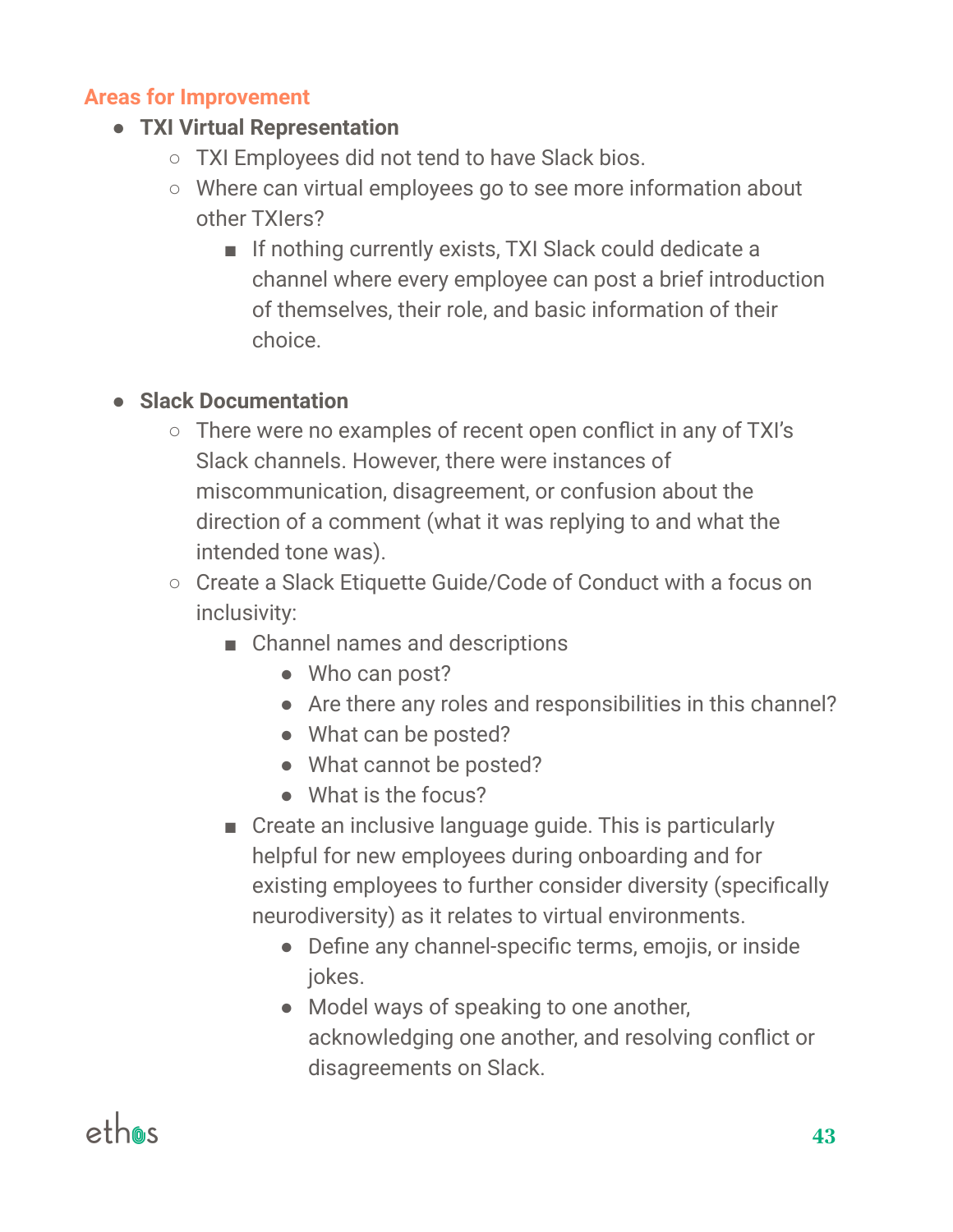### Areas for Improvement

- **TXI Virtual Representation**
  - TXI Employees did not tend to have Slack bios.
  - Where can virtual employees go to see more information about other TXIers?
    - If nothing currently exists, TXI Slack could dedicate a channel where every employee can post a brief introduction of themselves, their role, and basic information of their choice.

- **Slack Documentation**
  - There were no examples of recent open conflict in any of TXI's Slack channels. However, there were instances of miscommunication, disagreement, or confusion about the direction of a comment (what it was replying to and what the intended tone was).
  - Create a Slack Etiquette Guide/Code of Conduct with a focus on inclusivity:
    - Channel names and descriptions
      - Who can post?
      - Are there any roles and responsibilities in this channel?
      - What can be posted?
      - What cannot be posted?
      - What is the focus?
    - Create an inclusive language guide. This is particularly helpful for new employees during onboarding and for existing employees to further consider diversity (specifically neurodiversity) as it relates to virtual environments.
      - Define any channel-specific terms, emojis, or inside jokes.
      - Model ways of speaking to one another, acknowledging one another, and resolving conflict or disagreements on Slack.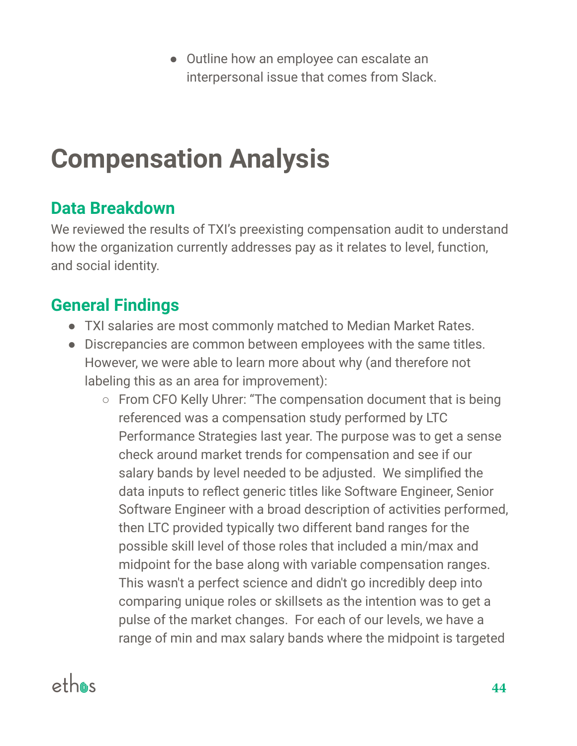- Outline how an employee can escalate an interpersonal issue that comes from Slack.

# Compensation Analysis

## Data Breakdown

We reviewed the results of TXI's preexisting compensation audit to understand how the organization currently addresses pay as it relates to level, function, and social identity.

## General Findings

- TXI salaries are most commonly matched to Median Market Rates.
- Discrepancies are common between employees with the same titles. However, we were able to learn more about why (and therefore not labeling this as an area for improvement):
  - From CFO Kelly Uhrer: "The compensation document that is being referenced was a compensation study performed by LTC Performance Strategies last year. The purpose was to get a sense check around market trends for compensation and see if our salary bands by level needed to be adjusted. We simplified the data inputs to reflect generic titles like Software Engineer, Senior Software Engineer with a broad description of activities performed, then LTC provided typically two different band ranges for the possible skill level of those roles that included a min/max and midpoint for the base along with variable compensation ranges. This wasn't a perfect science and didn't go incredibly deep into comparing unique roles or skillsets as the intention was to get a pulse of the market changes. For each of our levels, we have a range of min and max salary bands where the midpoint is targeted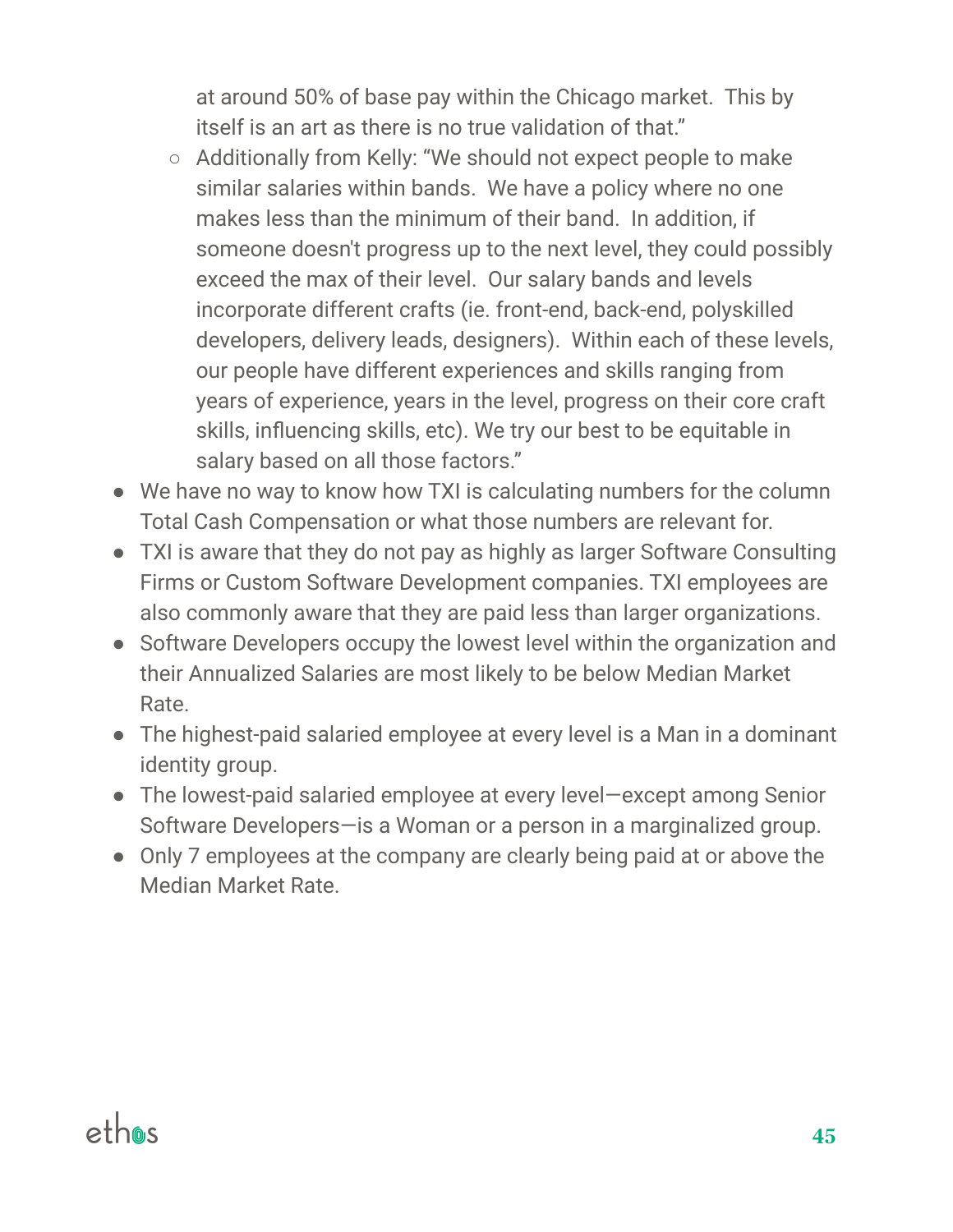at around 50% of base pay within the Chicago market. This by itself is an art as there is no true validation of that."
  - Additionally from Kelly: "We should not expect people to make similar salaries within bands. We have a policy where no one makes less than the minimum of their band. In addition, if someone doesn't progress up to the next level, they could possibly exceed the max of their level. Our salary bands and levels incorporate different crafts (ie. front-end, back-end, polyskilled developers, delivery leads, designers). Within each of these levels, our people have different experiences and skills ranging from years of experience, years in the level, progress on their core craft skills, influencing skills, etc). We try our best to be equitable in salary based on all those factors."
- We have no way to know how TXI is calculating numbers for the column Total Cash Compensation or what those numbers are relevant for.
- TXI is aware that they do not pay as highly as larger Software Consulting Firms or Custom Software Development companies. TXI employees are also commonly aware that they are paid less than larger organizations.
- Software Developers occupy the lowest level within the organization and their Annualized Salaries are most likely to be below Median Market Rate.
- The highest-paid salaried employee at every level is a Man in a dominant identity group.
- The lowest-paid salaried employee at every level—except among Senior Software Developers—is a Woman or a person in a marginalized group.
- Only 7 employees at the company are clearly being paid at or above the Median Market Rate.